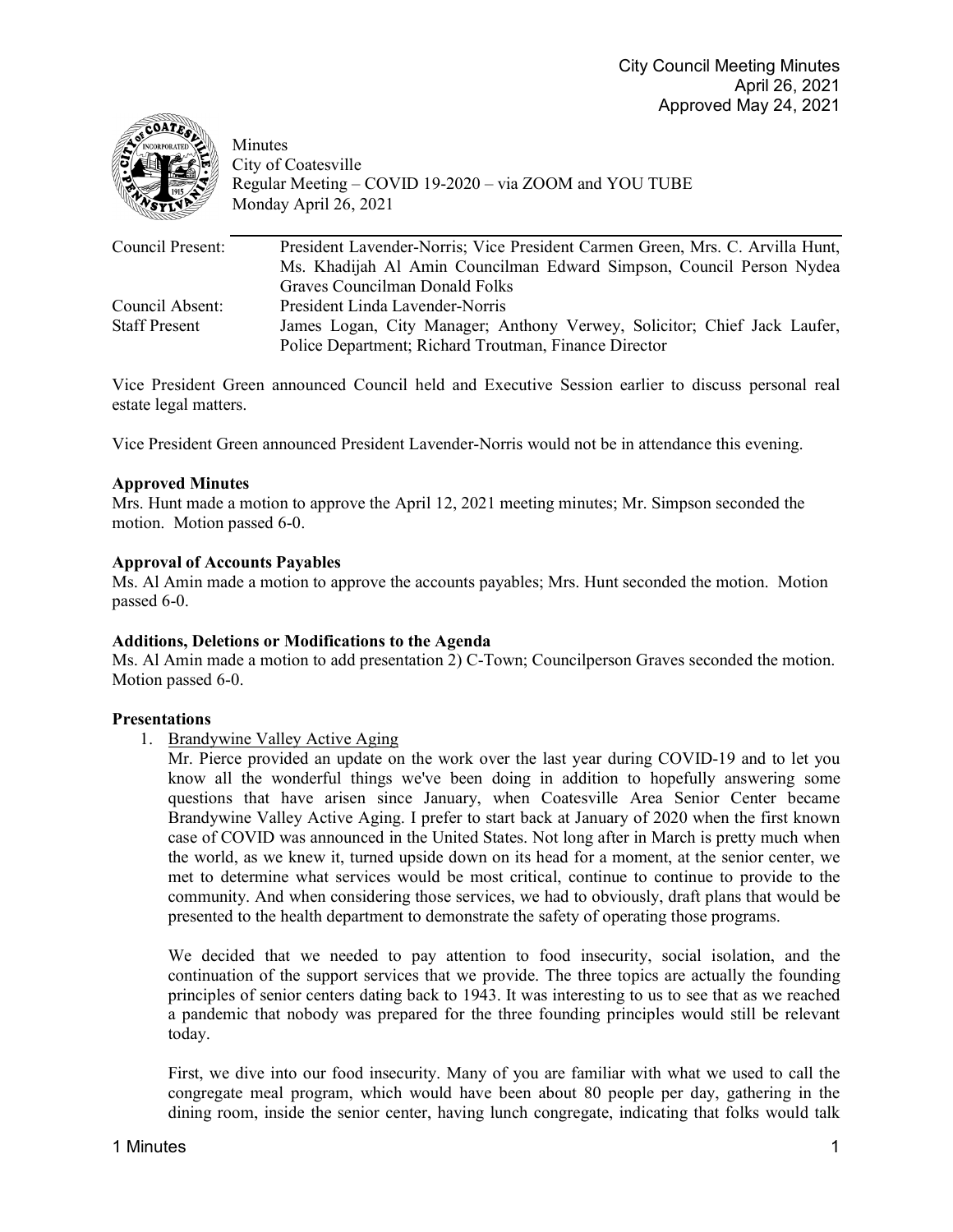City Council Meeting Minutes
April 26, 2021
Approved May 24, 2021

Minutes
City of Coatesville
Regular Meeting – COVID 19-2020 – via ZOOM and YOU TUBE
Monday April 26, 2021

| | |
|---|---|
| Council Present: | President Lavender-Norris; Vice President Carmen Green, Mrs. C. Arvilla Hunt, Ms. Khadijah Al Amin Councilman Edward Simpson, Council Person Nydea Graves Councilman Donald Folks |
| Council Absent: | President Linda Lavender-Norris |
| Staff Present | James Logan, City Manager; Anthony Verwey, Solicitor; Chief Jack Laufer, Police Department; Richard Troutman, Finance Director |

Vice President Green announced Council held and Executive Session earlier to discuss personal real estate legal matters.

Vice President Green announced President Lavender-Norris would not be in attendance this evening.

**Approved Minutes**

Mrs. Hunt made a motion to approve the April 12, 2021 meeting minutes; Mr. Simpson seconded the motion. Motion passed 6-0.

**Approval of Accounts Payables**

Ms. Al Amin made a motion to approve the accounts payables; Mrs. Hunt seconded the motion. Motion passed 6-0.

**Additions, Deletions or Modifications to the Agenda**

Ms. Al Amin made a motion to add presentation 2) C-Town; Councilperson Graves seconded the motion. Motion passed 6-0.

**Presentations**

1. Brandywine Valley Active Aging

   Mr. Pierce provided an update on the work over the last year during COVID-19 and to let you know all the wonderful things we've been doing in addition to hopefully answering some questions that have arisen since January, when Coatesville Area Senior Center became Brandywine Valley Active Aging. I prefer to start back at January of 2020 when the first known case of COVID was announced in the United States. Not long after in March is pretty much when the world, as we knew it, turned upside down on its head for a moment, at the senior center, we met to determine what services would be most critical, continue to continue to provide to the community. And when considering those services, we had to obviously, draft plans that would be presented to the health department to demonstrate the safety of operating those programs.

   We decided that we needed to pay attention to food insecurity, social isolation, and the continuation of the support services that we provide. The three topics are actually the founding principles of senior centers dating back to 1943. It was interesting to us to see that as we reached a pandemic that nobody was prepared for the three founding principles would still be relevant today.

   First, we dive into our food insecurity. Many of you are familiar with what we used to call the congregate meal program, which would have been about 80 people per day, gathering in the dining room, inside the senior center, having lunch congregate, indicating that folks would talk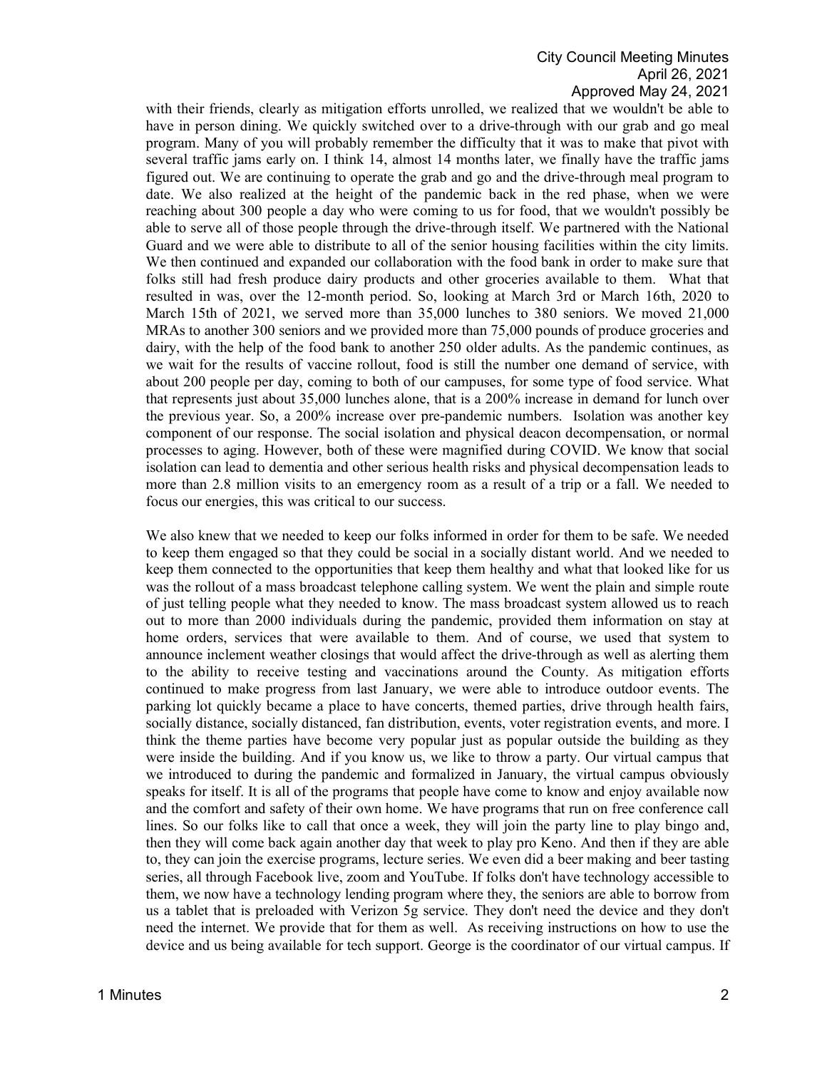with their friends, clearly as mitigation efforts unrolled, we realized that we wouldn't be able to have in person dining. We quickly switched over to a drive-through with our grab and go meal program. Many of you will probably remember the difficulty that it was to make that pivot with several traffic jams early on. I think 14, almost 14 months later, we finally have the traffic jams figured out. We are continuing to operate the grab and go and the drive-through meal program to date. We also realized at the height of the pandemic back in the red phase, when we were reaching about 300 people a day who were coming to us for food, that we wouldn't possibly be able to serve all of those people through the drive-through itself. We partnered with the National Guard and we were able to distribute to all of the senior housing facilities within the city limits. We then continued and expanded our collaboration with the food bank in order to make sure that folks still had fresh produce dairy products and other groceries available to them. What that resulted in was, over the 12-month period. So, looking at March 3rd or March 16th, 2020 to March 15th of 2021, we served more than 35,000 lunches to 380 seniors. We moved 21,000 MRAs to another 300 seniors and we provided more than 75,000 pounds of produce groceries and dairy, with the help of the food bank to another 250 older adults. As the pandemic continues, as we wait for the results of vaccine rollout, food is still the number one demand of service, with about 200 people per day, coming to both of our campuses, for some type of food service. What that represents just about 35,000 lunches alone, that is a 200% increase in demand for lunch over the previous year. So, a 200% increase over pre-pandemic numbers. Isolation was another key component of our response. The social isolation and physical deacon decompensation, or normal processes to aging. However, both of these were magnified during COVID. We know that social isolation can lead to dementia and other serious health risks and physical decompensation leads to more than 2.8 million visits to an emergency room as a result of a trip or a fall. We needed to focus our energies, this was critical to our success.

We also knew that we needed to keep our folks informed in order for them to be safe. We needed to keep them engaged so that they could be social in a socially distant world. And we needed to keep them connected to the opportunities that keep them healthy and what that looked like for us was the rollout of a mass broadcast telephone calling system. We went the plain and simple route of just telling people what they needed to know. The mass broadcast system allowed us to reach out to more than 2000 individuals during the pandemic, provided them information on stay at home orders, services that were available to them. And of course, we used that system to announce inclement weather closings that would affect the drive-through as well as alerting them to the ability to receive testing and vaccinations around the County. As mitigation efforts continued to make progress from last January, we were able to introduce outdoor events. The parking lot quickly became a place to have concerts, themed parties, drive through health fairs, socially distance, socially distanced, fan distribution, events, voter registration events, and more. I think the theme parties have become very popular just as popular outside the building as they were inside the building. And if you know us, we like to throw a party. Our virtual campus that we introduced to during the pandemic and formalized in January, the virtual campus obviously speaks for itself. It is all of the programs that people have come to know and enjoy available now and the comfort and safety of their own home. We have programs that run on free conference call lines. So our folks like to call that once a week, they will join the party line to play bingo and, then they will come back again another day that week to play pro Keno. And then if they are able to, they can join the exercise programs, lecture series. We even did a beer making and beer tasting series, all through Facebook live, zoom and YouTube. If folks don't have technology accessible to them, we now have a technology lending program where they, the seniors are able to borrow from us a tablet that is preloaded with Verizon 5g service. They don't need the device and they don't need the internet. We provide that for them as well. As receiving instructions on how to use the device and us being available for tech support. George is the coordinator of our virtual campus. If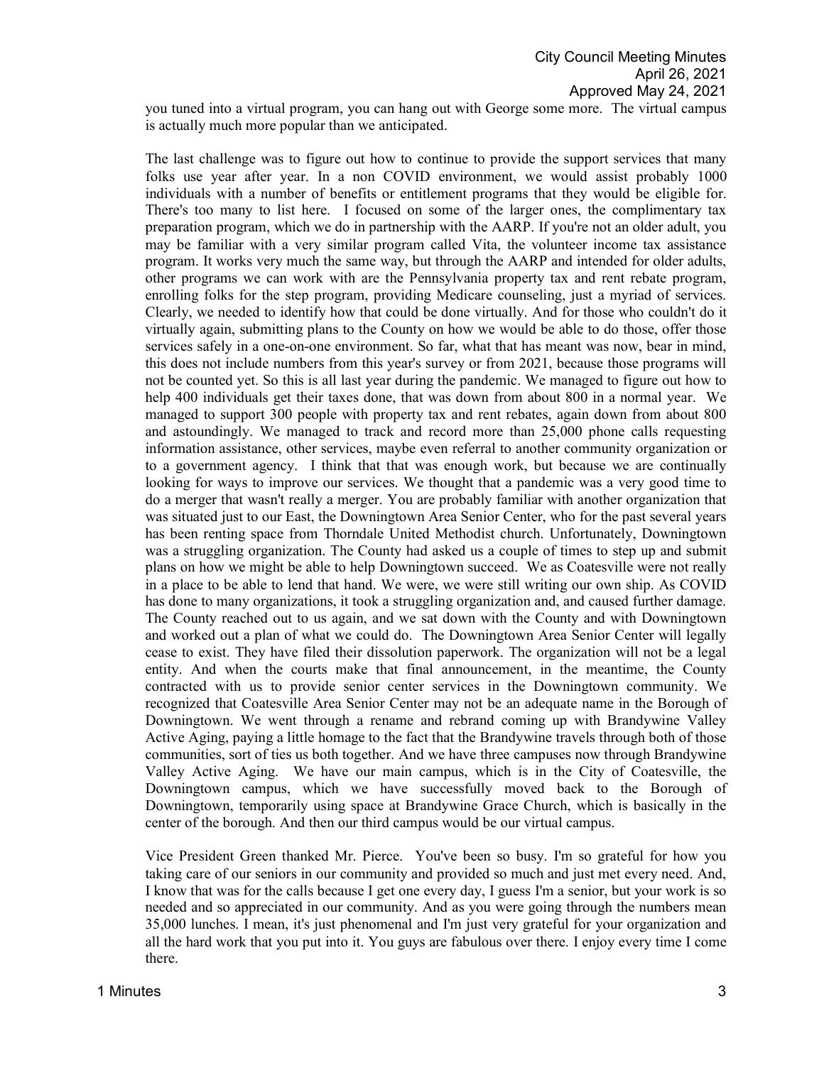you tuned into a virtual program, you can hang out with George some more. The virtual campus is actually much more popular than we anticipated.

The last challenge was to figure out how to continue to provide the support services that many folks use year after year. In a non COVID environment, we would assist probably 1000 individuals with a number of benefits or entitlement programs that they would be eligible for. There's too many to list here. I focused on some of the larger ones, the complimentary tax preparation program, which we do in partnership with the AARP. If you're not an older adult, you may be familiar with a very similar program called Vita, the volunteer income tax assistance program. It works very much the same way, but through the AARP and intended for older adults, other programs we can work with are the Pennsylvania property tax and rent rebate program, enrolling folks for the step program, providing Medicare counseling, just a myriad of services. Clearly, we needed to identify how that could be done virtually. And for those who couldn't do it virtually again, submitting plans to the County on how we would be able to do those, offer those services safely in a one-on-one environment. So far, what that has meant was now, bear in mind, this does not include numbers from this year's survey or from 2021, because those programs will not be counted yet. So this is all last year during the pandemic. We managed to figure out how to help 400 individuals get their taxes done, that was down from about 800 in a normal year. We managed to support 300 people with property tax and rent rebates, again down from about 800 and astoundingly. We managed to track and record more than 25,000 phone calls requesting information assistance, other services, maybe even referral to another community organization or to a government agency. I think that that was enough work, but because we are continually looking for ways to improve our services. We thought that a pandemic was a very good time to do a merger that wasn't really a merger. You are probably familiar with another organization that was situated just to our East, the Downingtown Area Senior Center, who for the past several years has been renting space from Thorndale United Methodist church. Unfortunately, Downingtown was a struggling organization. The County had asked us a couple of times to step up and submit plans on how we might be able to help Downingtown succeed. We as Coatesville were not really in a place to be able to lend that hand. We were, we were still writing our own ship. As COVID has done to many organizations, it took a struggling organization and, and caused further damage. The County reached out to us again, and we sat down with the County and with Downingtown and worked out a plan of what we could do. The Downingtown Area Senior Center will legally cease to exist. They have filed their dissolution paperwork. The organization will not be a legal entity. And when the courts make that final announcement, in the meantime, the County contracted with us to provide senior center services in the Downingtown community. We recognized that Coatesville Area Senior Center may not be an adequate name in the Borough of Downingtown. We went through a rename and rebrand coming up with Brandywine Valley Active Aging, paying a little homage to the fact that the Brandywine travels through both of those communities, sort of ties us both together. And we have three campuses now through Brandywine Valley Active Aging. We have our main campus, which is in the City of Coatesville, the Downingtown campus, which we have successfully moved back to the Borough of Downingtown, temporarily using space at Brandywine Grace Church, which is basically in the center of the borough. And then our third campus would be our virtual campus.

Vice President Green thanked Mr. Pierce. You've been so busy. I'm so grateful for how you taking care of our seniors in our community and provided so much and just met every need. And, I know that was for the calls because I get one every day, I guess I'm a senior, but your work is so needed and so appreciated in our community. And as you were going through the numbers mean 35,000 lunches. I mean, it's just phenomenal and I'm just very grateful for your organization and all the hard work that you put into it. You guys are fabulous over there. I enjoy every time I come there.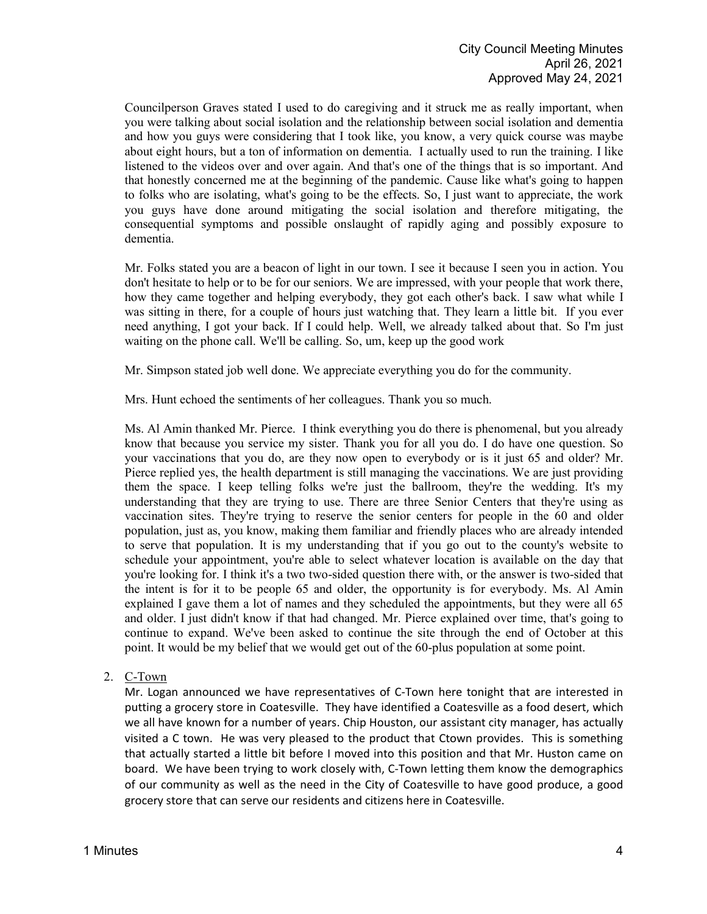Councilperson Graves stated I used to do caregiving and it struck me as really important, when you were talking about social isolation and the relationship between social isolation and dementia and how you guys were considering that I took like, you know, a very quick course was maybe about eight hours, but a ton of information on dementia. I actually used to run the training. I like listened to the videos over and over again. And that's one of the things that is so important. And that honestly concerned me at the beginning of the pandemic. Cause like what's going to happen to folks who are isolating, what's going to be the effects. So, I just want to appreciate, the work you guys have done around mitigating the social isolation and therefore mitigating, the consequential symptoms and possible onslaught of rapidly aging and possibly exposure to dementia.

Mr. Folks stated you are a beacon of light in our town. I see it because I seen you in action. You don't hesitate to help or to be for our seniors. We are impressed, with your people that work there, how they came together and helping everybody, they got each other's back. I saw what while I was sitting in there, for a couple of hours just watching that. They learn a little bit. If you ever need anything, I got your back. If I could help. Well, we already talked about that. So I'm just waiting on the phone call. We'll be calling. So, um, keep up the good work

Mr. Simpson stated job well done. We appreciate everything you do for the community.

Mrs. Hunt echoed the sentiments of her colleagues. Thank you so much.

Ms. Al Amin thanked Mr. Pierce. I think everything you do there is phenomenal, but you already know that because you service my sister. Thank you for all you do. I do have one question. So your vaccinations that you do, are they now open to everybody or is it just 65 and older? Mr. Pierce replied yes, the health department is still managing the vaccinations. We are just providing them the space. I keep telling folks we're just the ballroom, they're the wedding. It's my understanding that they are trying to use. There are three Senior Centers that they're using as vaccination sites. They're trying to reserve the senior centers for people in the 60 and older population, just as, you know, making them familiar and friendly places who are already intended to serve that population. It is my understanding that if you go out to the county's website to schedule your appointment, you're able to select whatever location is available on the day that you're looking for. I think it's a two two-sided question there with, or the answer is two-sided that the intent is for it to be people 65 and older, the opportunity is for everybody. Ms. Al Amin explained I gave them a lot of names and they scheduled the appointments, but they were all 65 and older. I just didn't know if that had changed. Mr. Pierce explained over time, that's going to continue to expand. We've been asked to continue the site through the end of October at this point. It would be my belief that we would get out of the 60-plus population at some point.

2. C-Town

   Mr. Logan announced we have representatives of C-Town here tonight that are interested in putting a grocery store in Coatesville. They have identified a Coatesville as a food desert, which we all have known for a number of years. Chip Houston, our assistant city manager, has actually visited a C town. He was very pleased to the product that Ctown provides. This is something that actually started a little bit before I moved into this position and that Mr. Huston came on board. We have been trying to work closely with, C-Town letting them know the demographics of our community as well as the need in the City of Coatesville to have good produce, a good grocery store that can serve our residents and citizens here in Coatesville.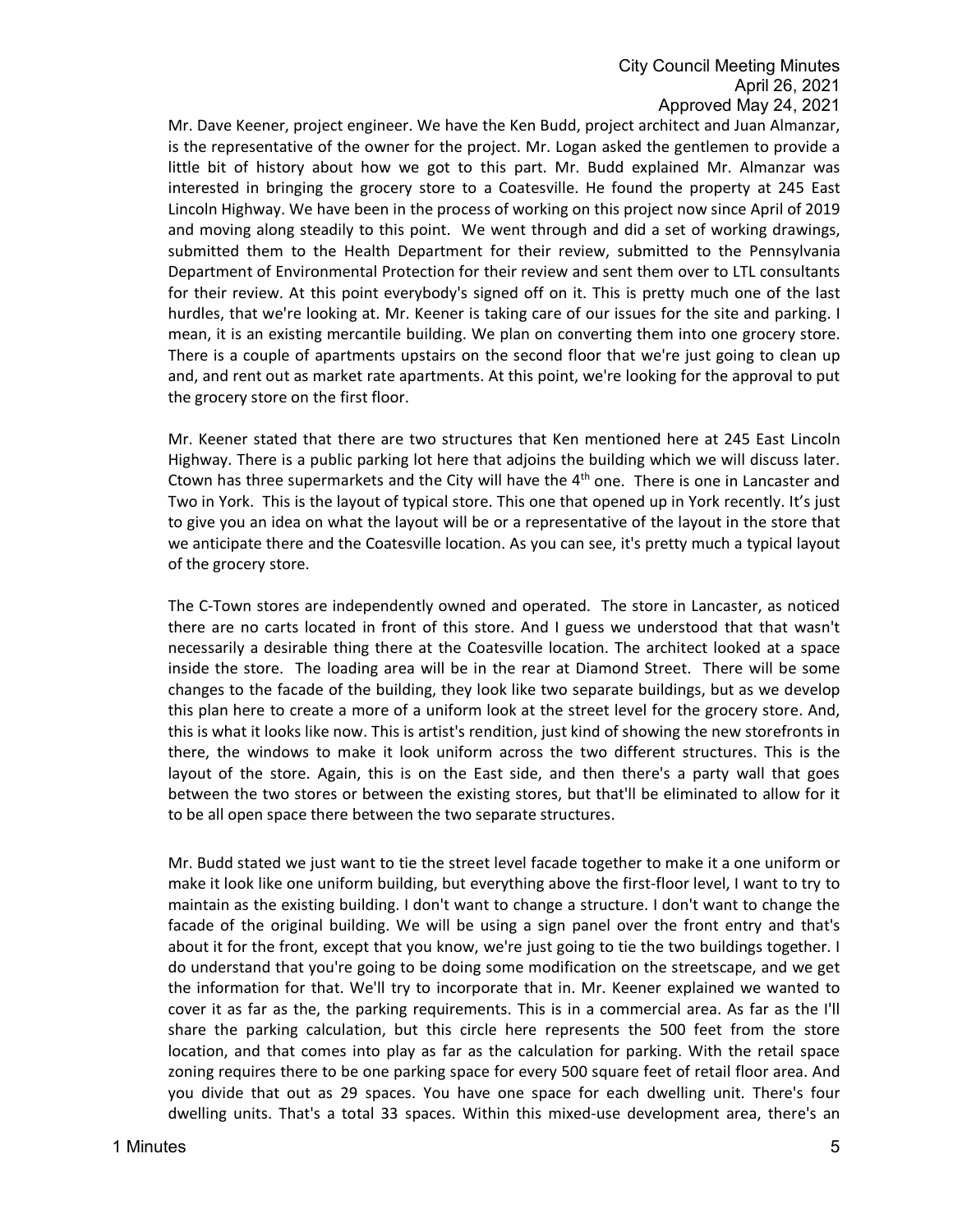Mr. Dave Keener, project engineer. We have the Ken Budd, project architect and Juan Almanzar, is the representative of the owner for the project. Mr. Logan asked the gentlemen to provide a little bit of history about how we got to this part. Mr. Budd explained Mr. Almanzar was interested in bringing the grocery store to a Coatesville. He found the property at 245 East Lincoln Highway. We have been in the process of working on this project now since April of 2019 and moving along steadily to this point. We went through and did a set of working drawings, submitted them to the Health Department for their review, submitted to the Pennsylvania Department of Environmental Protection for their review and sent them over to LTL consultants for their review. At this point everybody's signed off on it. This is pretty much one of the last hurdles, that we're looking at. Mr. Keener is taking care of our issues for the site and parking. I mean, it is an existing mercantile building. We plan on converting them into one grocery store. There is a couple of apartments upstairs on the second floor that we're just going to clean up and, and rent out as market rate apartments. At this point, we're looking for the approval to put the grocery store on the first floor.

Mr. Keener stated that there are two structures that Ken mentioned here at 245 East Lincoln Highway. There is a public parking lot here that adjoins the building which we will discuss later. Ctown has three supermarkets and the City will have the 4th one. There is one in Lancaster and Two in York. This is the layout of typical store. This one that opened up in York recently. It's just to give you an idea on what the layout will be or a representative of the layout in the store that we anticipate there and the Coatesville location. As you can see, it's pretty much a typical layout of the grocery store.

The C-Town stores are independently owned and operated. The store in Lancaster, as noticed there are no carts located in front of this store. And I guess we understood that that wasn't necessarily a desirable thing there at the Coatesville location. The architect looked at a space inside the store. The loading area will be in the rear at Diamond Street. There will be some changes to the facade of the building, they look like two separate buildings, but as we develop this plan here to create a more of a uniform look at the street level for the grocery store. And, this is what it looks like now. This is artist's rendition, just kind of showing the new storefronts in there, the windows to make it look uniform across the two different structures. This is the layout of the store. Again, this is on the East side, and then there's a party wall that goes between the two stores or between the existing stores, but that'll be eliminated to allow for it to be all open space there between the two separate structures.

Mr. Budd stated we just want to tie the street level facade together to make it a one uniform or make it look like one uniform building, but everything above the first-floor level, I want to try to maintain as the existing building. I don't want to change a structure. I don't want to change the facade of the original building. We will be using a sign panel over the front entry and that's about it for the front, except that you know, we're just going to tie the two buildings together. I do understand that you're going to be doing some modification on the streetscape, and we get the information for that. We'll try to incorporate that in. Mr. Keener explained we wanted to cover it as far as the, the parking requirements. This is in a commercial area. As far as the I'll share the parking calculation, but this circle here represents the 500 feet from the store location, and that comes into play as far as the calculation for parking. With the retail space zoning requires there to be one parking space for every 500 square feet of retail floor area. And you divide that out as 29 spaces. You have one space for each dwelling unit. There's four dwelling units. That's a total 33 spaces. Within this mixed-use development area, there's an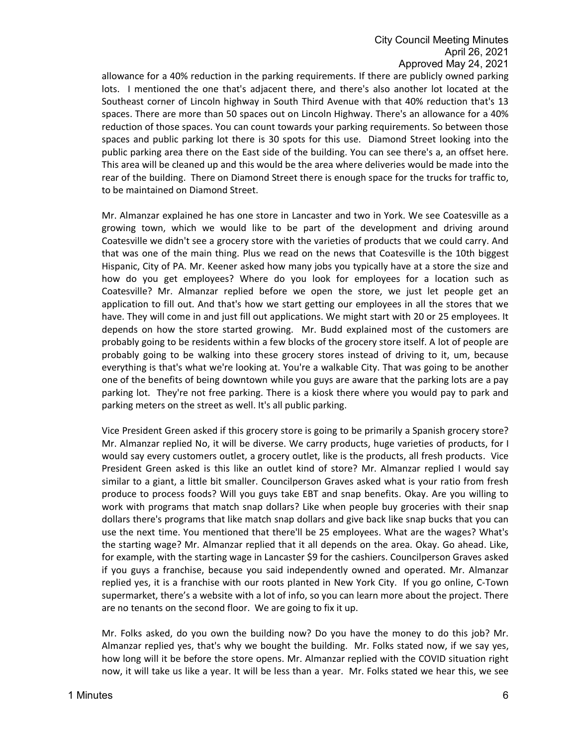allowance for a 40% reduction in the parking requirements. If there are publicly owned parking lots. I mentioned the one that's adjacent there, and there's also another lot located at the Southeast corner of Lincoln highway in South Third Avenue with that 40% reduction that's 13 spaces. There are more than 50 spaces out on Lincoln Highway. There's an allowance for a 40% reduction of those spaces. You can count towards your parking requirements. So between those spaces and public parking lot there is 30 spots for this use. Diamond Street looking into the public parking area there on the East side of the building. You can see there's a, an offset here. This area will be cleaned up and this would be the area where deliveries would be made into the rear of the building. There on Diamond Street there is enough space for the trucks for traffic to, to be maintained on Diamond Street.

Mr. Almanzar explained he has one store in Lancaster and two in York. We see Coatesville as a growing town, which we would like to be part of the development and driving around Coatesville we didn't see a grocery store with the varieties of products that we could carry. And that was one of the main thing. Plus we read on the news that Coatesville is the 10th biggest Hispanic, City of PA. Mr. Keener asked how many jobs you typically have at a store the size and how do you get employees? Where do you look for employees for a location such as Coatesville? Mr. Almanzar replied before we open the store, we just let people get an application to fill out. And that's how we start getting our employees in all the stores that we have. They will come in and just fill out applications. We might start with 20 or 25 employees. It depends on how the store started growing. Mr. Budd explained most of the customers are probably going to be residents within a few blocks of the grocery store itself. A lot of people are probably going to be walking into these grocery stores instead of driving to it, um, because everything is that's what we're looking at. You're a walkable City. That was going to be another one of the benefits of being downtown while you guys are aware that the parking lots are a pay parking lot. They're not free parking. There is a kiosk there where you would pay to park and parking meters on the street as well. It's all public parking.

Vice President Green asked if this grocery store is going to be primarily a Spanish grocery store? Mr. Almanzar replied No, it will be diverse. We carry products, huge varieties of products, for I would say every customers outlet, a grocery outlet, like is the products, all fresh products. Vice President Green asked is this like an outlet kind of store? Mr. Almanzar replied I would say similar to a giant, a little bit smaller. Councilperson Graves asked what is your ratio from fresh produce to process foods? Will you guys take EBT and snap benefits. Okay. Are you willing to work with programs that match snap dollars? Like when people buy groceries with their snap dollars there's programs that like match snap dollars and give back like snap bucks that you can use the next time. You mentioned that there'll be 25 employees. What are the wages? What's the starting wage? Mr. Almanzar replied that it all depends on the area. Okay. Go ahead. Like, for example, with the starting wage in Lancaster $9 for the cashiers. Councilperson Graves asked if you guys a franchise, because you said independently owned and operated. Mr. Almanzar replied yes, it is a franchise with our roots planted in New York City. If you go online, C-Town supermarket, there's a website with a lot of info, so you can learn more about the project. There are no tenants on the second floor. We are going to fix it up.

Mr. Folks asked, do you own the building now? Do you have the money to do this job? Mr. Almanzar replied yes, that's why we bought the building. Mr. Folks stated now, if we say yes, how long will it be before the store opens. Mr. Almanzar replied with the COVID situation right now, it will take us like a year. It will be less than a year. Mr. Folks stated we hear this, we see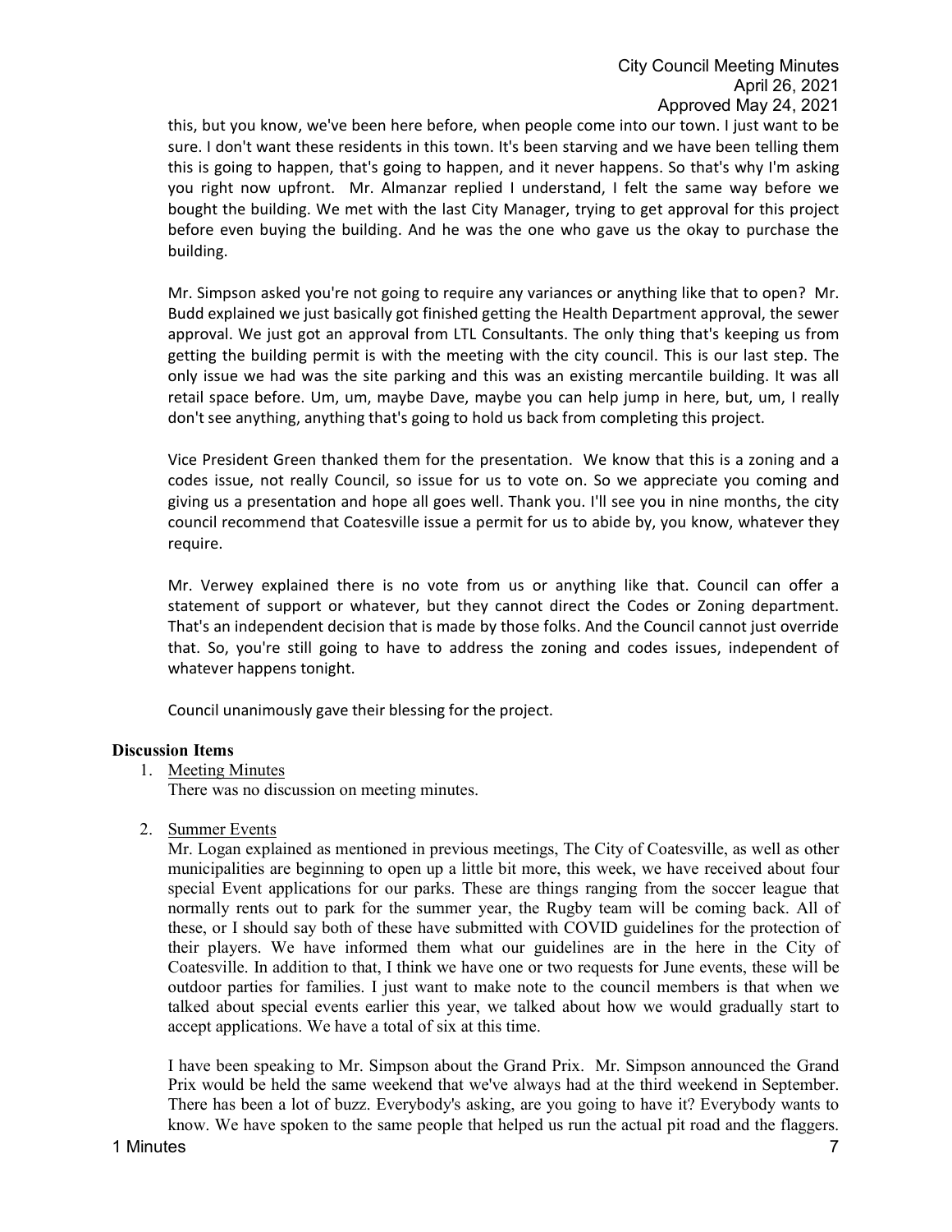this, but you know, we've been here before, when people come into our town. I just want to be sure. I don't want these residents in this town. It's been starving and we have been telling them this is going to happen, that's going to happen, and it never happens. So that's why I'm asking you right now upfront. Mr. Almanzar replied I understand, I felt the same way before we bought the building. We met with the last City Manager, trying to get approval for this project before even buying the building. And he was the one who gave us the okay to purchase the building.

Mr. Simpson asked you're not going to require any variances or anything like that to open? Mr. Budd explained we just basically got finished getting the Health Department approval, the sewer approval. We just got an approval from LTL Consultants. The only thing that's keeping us from getting the building permit is with the meeting with the city council. This is our last step. The only issue we had was the site parking and this was an existing mercantile building. It was all retail space before. Um, um, maybe Dave, maybe you can help jump in here, but, um, I really don't see anything, anything that's going to hold us back from completing this project.

Vice President Green thanked them for the presentation. We know that this is a zoning and a codes issue, not really Council, so issue for us to vote on. So we appreciate you coming and giving us a presentation and hope all goes well. Thank you. I'll see you in nine months, the city council recommend that Coatesville issue a permit for us to abide by, you know, whatever they require.

Mr. Verwey explained there is no vote from us or anything like that. Council can offer a statement of support or whatever, but they cannot direct the Codes or Zoning department. That's an independent decision that is made by those folks. And the Council cannot just override that. So, you're still going to have to address the zoning and codes issues, independent of whatever happens tonight.

Council unanimously gave their blessing for the project.

**Discussion Items**

1. Meeting Minutes
   There was no discussion on meeting minutes.

2. Summer Events
   Mr. Logan explained as mentioned in previous meetings, The City of Coatesville, as well as other municipalities are beginning to open up a little bit more, this week, we have received about four special Event applications for our parks. These are things ranging from the soccer league that normally rents out to park for the summer year, the Rugby team will be coming back. All of these, or I should say both of these have submitted with COVID guidelines for the protection of their players. We have informed them what our guidelines are in the here in the City of Coatesville. In addition to that, I think we have one or two requests for June events, these will be outdoor parties for families. I just want to make note to the council members is that when we talked about special events earlier this year, we talked about how we would gradually start to accept applications. We have a total of six at this time.

   I have been speaking to Mr. Simpson about the Grand Prix. Mr. Simpson announced the Grand Prix would be held the same weekend that we've always had at the third weekend in September. There has been a lot of buzz. Everybody's asking, are you going to have it? Everybody wants to know. We have spoken to the same people that helped us run the actual pit road and the flaggers.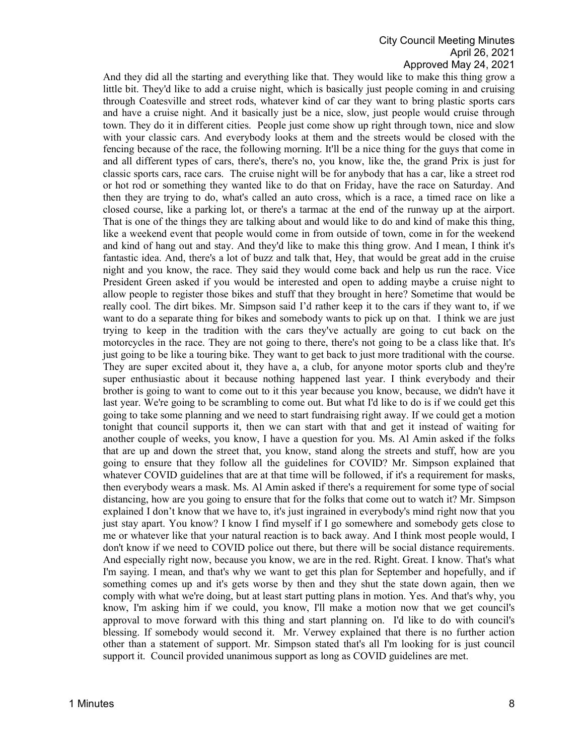And they did all the starting and everything like that. They would like to make this thing grow a little bit. They'd like to add a cruise night, which is basically just people coming in and cruising through Coatesville and street rods, whatever kind of car they want to bring plastic sports cars and have a cruise night. And it basically just be a nice, slow, just people would cruise through town. They do it in different cities. People just come show up right through town, nice and slow with your classic cars. And everybody looks at them and the streets would be closed with the fencing because of the race, the following morning. It'll be a nice thing for the guys that come in and all different types of cars, there's, there's no, you know, like the, the grand Prix is just for classic sports cars, race cars. The cruise night will be for anybody that has a car, like a street rod or hot rod or something they wanted like to do that on Friday, have the race on Saturday. And then they are trying to do, what's called an auto cross, which is a race, a timed race on like a closed course, like a parking lot, or there's a tarmac at the end of the runway up at the airport. That is one of the things they are talking about and would like to do and kind of make this thing, like a weekend event that people would come in from outside of town, come in for the weekend and kind of hang out and stay. And they'd like to make this thing grow. And I mean, I think it's fantastic idea. And, there's a lot of buzz and talk that, Hey, that would be great add in the cruise night and you know, the race. They said they would come back and help us run the race. Vice President Green asked if you would be interested and open to adding maybe a cruise night to allow people to register those bikes and stuff that they brought in here? Sometime that would be really cool. The dirt bikes. Mr. Simpson said I'd rather keep it to the cars if they want to, if we want to do a separate thing for bikes and somebody wants to pick up on that. I think we are just trying to keep in the tradition with the cars they've actually are going to cut back on the motorcycles in the race. They are not going to there, there's not going to be a class like that. It's just going to be like a touring bike. They want to get back to just more traditional with the course. They are super excited about it, they have a, a club, for anyone motor sports club and they're super enthusiastic about it because nothing happened last year. I think everybody and their brother is going to want to come out to it this year because you know, because, we didn't have it last year. We're going to be scrambling to come out. But what I'd like to do is if we could get this going to take some planning and we need to start fundraising right away. If we could get a motion tonight that council supports it, then we can start with that and get it instead of waiting for another couple of weeks, you know, I have a question for you. Ms. Al Amin asked if the folks that are up and down the street that, you know, stand along the streets and stuff, how are you going to ensure that they follow all the guidelines for COVID? Mr. Simpson explained that whatever COVID guidelines that are at that time will be followed, if it's a requirement for masks, then everybody wears a mask. Ms. Al Amin asked if there's a requirement for some type of social distancing, how are you going to ensure that for the folks that come out to watch it? Mr. Simpson explained I don't know that we have to, it's just ingrained in everybody's mind right now that you just stay apart. You know? I know I find myself if I go somewhere and somebody gets close to me or whatever like that your natural reaction is to back away. And I think most people would, I don't know if we need to COVID police out there, but there will be social distance requirements. And especially right now, because you know, we are in the red. Right. Great. I know. That's what I'm saying. I mean, and that's why we want to get this plan for September and hopefully, and if something comes up and it's gets worse by then and they shut the state down again, then we comply with what we're doing, but at least start putting plans in motion. Yes. And that's why, you know, I'm asking him if we could, you know, I'll make a motion now that we get council's approval to move forward with this thing and start planning on. I'd like to do with council's blessing. If somebody would second it. Mr. Verwey explained that there is no further action other than a statement of support. Mr. Simpson stated that's all I'm looking for is just council support it. Council provided unanimous support as long as COVID guidelines are met.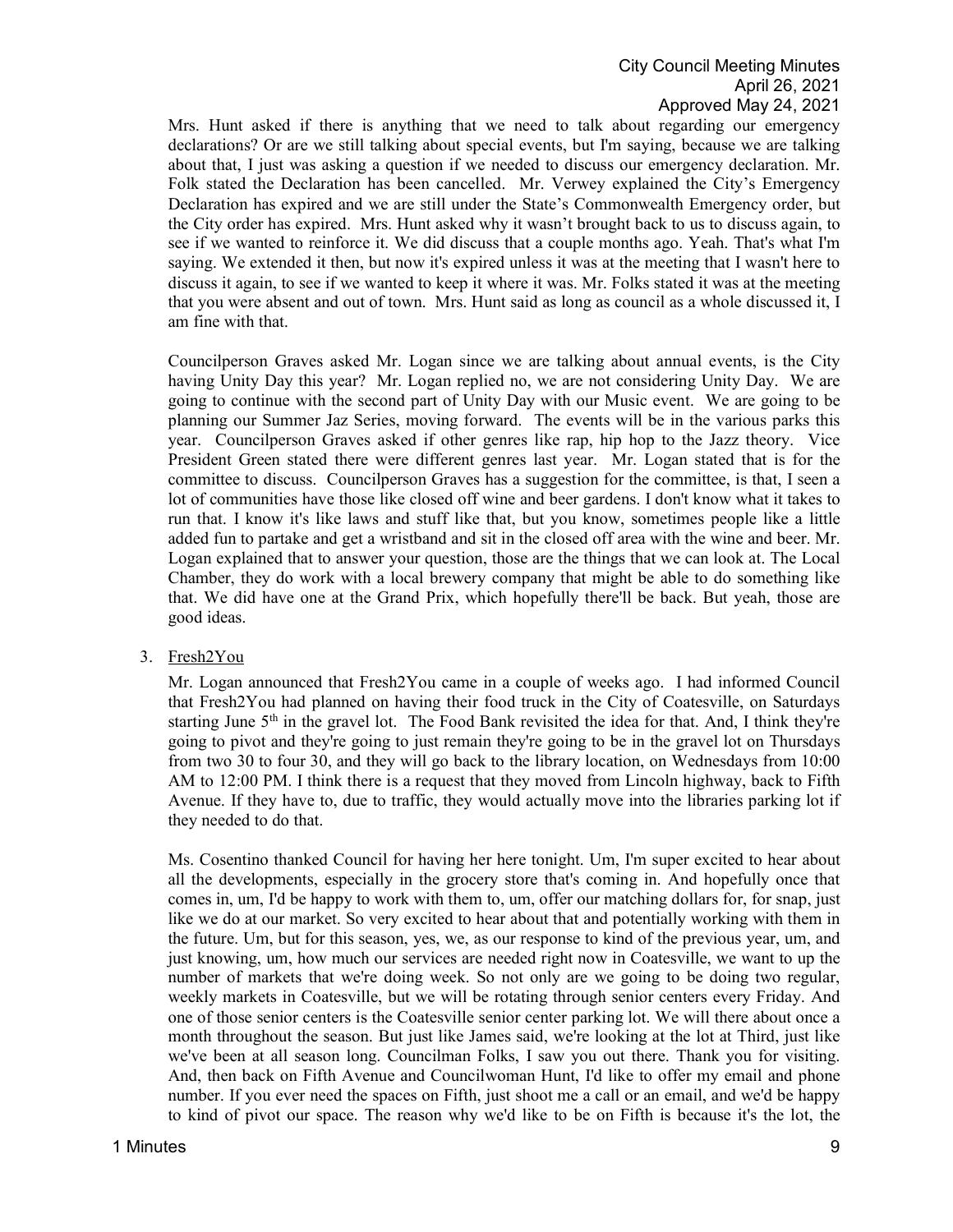Mrs. Hunt asked if there is anything that we need to talk about regarding our emergency declarations? Or are we still talking about special events, but I'm saying, because we are talking about that, I just was asking a question if we needed to discuss our emergency declaration. Mr. Folk stated the Declaration has been cancelled. Mr. Verwey explained the City's Emergency Declaration has expired and we are still under the State's Commonwealth Emergency order, but the City order has expired. Mrs. Hunt asked why it wasn't brought back to us to discuss again, to see if we wanted to reinforce it. We did discuss that a couple months ago. Yeah. That's what I'm saying. We extended it then, but now it's expired unless it was at the meeting that I wasn't here to discuss it again, to see if we wanted to keep it where it was. Mr. Folks stated it was at the meeting that you were absent and out of town. Mrs. Hunt said as long as council as a whole discussed it, I am fine with that.

Councilperson Graves asked Mr. Logan since we are talking about annual events, is the City having Unity Day this year? Mr. Logan replied no, we are not considering Unity Day. We are going to continue with the second part of Unity Day with our Music event. We are going to be planning our Summer Jaz Series, moving forward. The events will be in the various parks this year. Councilperson Graves asked if other genres like rap, hip hop to the Jazz theory. Vice President Green stated there were different genres last year. Mr. Logan stated that is for the committee to discuss. Councilperson Graves has a suggestion for the committee, is that, I seen a lot of communities have those like closed off wine and beer gardens. I don't know what it takes to run that. I know it's like laws and stuff like that, but you know, sometimes people like a little added fun to partake and get a wristband and sit in the closed off area with the wine and beer. Mr. Logan explained that to answer your question, those are the things that we can look at. The Local Chamber, they do work with a local brewery company that might be able to do something like that. We did have one at the Grand Prix, which hopefully there'll be back. But yeah, those are good ideas.

3. Fresh2You

Mr. Logan announced that Fresh2You came in a couple of weeks ago. I had informed Council that Fresh2You had planned on having their food truck in the City of Coatesville, on Saturdays starting June 5th in the gravel lot. The Food Bank revisited the idea for that. And, I think they're going to pivot and they're going to just remain they're going to be in the gravel lot on Thursdays from two 30 to four 30, and they will go back to the library location, on Wednesdays from 10:00 AM to 12:00 PM. I think there is a request that they moved from Lincoln highway, back to Fifth Avenue. If they have to, due to traffic, they would actually move into the libraries parking lot if they needed to do that.

Ms. Cosentino thanked Council for having her here tonight. Um, I'm super excited to hear about all the developments, especially in the grocery store that's coming in. And hopefully once that comes in, um, I'd be happy to work with them to, um, offer our matching dollars for, for snap, just like we do at our market. So very excited to hear about that and potentially working with them in the future. Um, but for this season, yes, we, as our response to kind of the previous year, um, and just knowing, um, how much our services are needed right now in Coatesville, we want to up the number of markets that we're doing week. So not only are we going to be doing two regular, weekly markets in Coatesville, but we will be rotating through senior centers every Friday. And one of those senior centers is the Coatesville senior center parking lot. We will there about once a month throughout the season. But just like James said, we're looking at the lot at Third, just like we've been at all season long. Councilman Folks, I saw you out there. Thank you for visiting. And, then back on Fifth Avenue and Councilwoman Hunt, I'd like to offer my email and phone number. If you ever need the spaces on Fifth, just shoot me a call or an email, and we'd be happy to kind of pivot our space. The reason why we'd like to be on Fifth is because it's the lot, the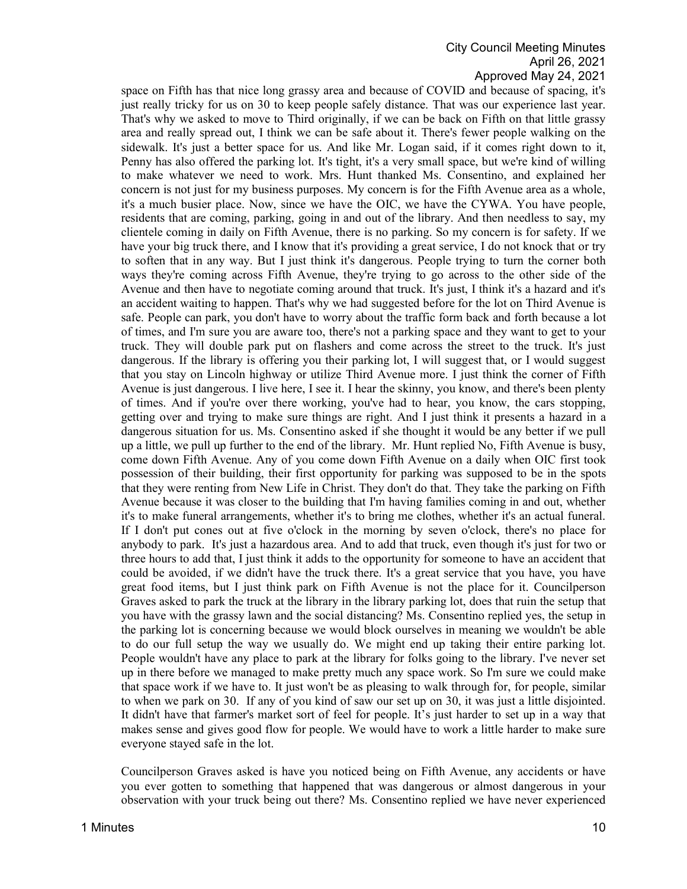space on Fifth has that nice long grassy area and because of COVID and because of spacing, it's just really tricky for us on 30 to keep people safely distance. That was our experience last year. That's why we asked to move to Third originally, if we can be back on Fifth on that little grassy area and really spread out, I think we can be safe about it. There's fewer people walking on the sidewalk. It's just a better space for us. And like Mr. Logan said, if it comes right down to it, Penny has also offered the parking lot. It's tight, it's a very small space, but we're kind of willing to make whatever we need to work. Mrs. Hunt thanked Ms. Consentino, and explained her concern is not just for my business purposes. My concern is for the Fifth Avenue area as a whole, it's a much busier place. Now, since we have the OIC, we have the CYWA. You have people, residents that are coming, parking, going in and out of the library. And then needless to say, my clientele coming in daily on Fifth Avenue, there is no parking. So my concern is for safety. If we have your big truck there, and I know that it's providing a great service, I do not knock that or try to soften that in any way. But I just think it's dangerous. People trying to turn the corner both ways they're coming across Fifth Avenue, they're trying to go across to the other side of the Avenue and then have to negotiate coming around that truck. It's just, I think it's a hazard and it's an accident waiting to happen. That's why we had suggested before for the lot on Third Avenue is safe. People can park, you don't have to worry about the traffic form back and forth because a lot of times, and I'm sure you are aware too, there's not a parking space and they want to get to your truck. They will double park put on flashers and come across the street to the truck. It's just dangerous. If the library is offering you their parking lot, I will suggest that, or I would suggest that you stay on Lincoln highway or utilize Third Avenue more. I just think the corner of Fifth Avenue is just dangerous. I live here, I see it. I hear the skinny, you know, and there's been plenty of times. And if you're over there working, you've had to hear, you know, the cars stopping, getting over and trying to make sure things are right. And I just think it presents a hazard in a dangerous situation for us. Ms. Consentino asked if she thought it would be any better if we pull up a little, we pull up further to the end of the library. Mr. Hunt replied No, Fifth Avenue is busy, come down Fifth Avenue. Any of you come down Fifth Avenue on a daily when OIC first took possession of their building, their first opportunity for parking was supposed to be in the spots that they were renting from New Life in Christ. They don't do that. They take the parking on Fifth Avenue because it was closer to the building that I'm having families coming in and out, whether it's to make funeral arrangements, whether it's to bring me clothes, whether it's an actual funeral. If I don't put cones out at five o'clock in the morning by seven o'clock, there's no place for anybody to park. It's just a hazardous area. And to add that truck, even though it's just for two or three hours to add that, I just think it adds to the opportunity for someone to have an accident that could be avoided, if we didn't have the truck there. It's a great service that you have, you have great food items, but I just think park on Fifth Avenue is not the place for it. Councilperson Graves asked to park the truck at the library in the library parking lot, does that ruin the setup that you have with the grassy lawn and the social distancing? Ms. Consentino replied yes, the setup in the parking lot is concerning because we would block ourselves in meaning we wouldn't be able to do our full setup the way we usually do. We might end up taking their entire parking lot. People wouldn't have any place to park at the library for folks going to the library. I've never set up in there before we managed to make pretty much any space work. So I'm sure we could make that space work if we have to. It just won't be as pleasing to walk through for, for people, similar to when we park on 30. If any of you kind of saw our set up on 30, it was just a little disjointed. It didn't have that farmer's market sort of feel for people. It's just harder to set up in a way that makes sense and gives good flow for people. We would have to work a little harder to make sure everyone stayed safe in the lot.

Councilperson Graves asked is have you noticed being on Fifth Avenue, any accidents or have you ever gotten to something that happened that was dangerous or almost dangerous in your observation with your truck being out there? Ms. Consentino replied we have never experienced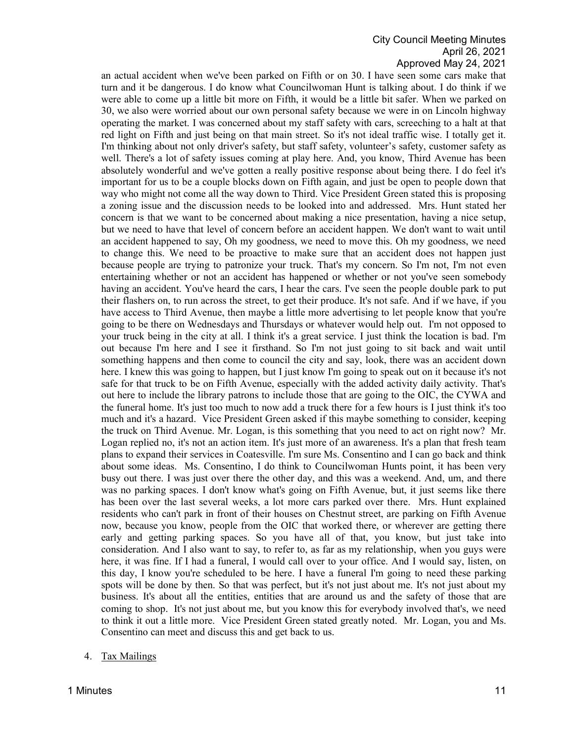an actual accident when we've been parked on Fifth or on 30. I have seen some cars make that turn and it be dangerous. I do know what Councilwoman Hunt is talking about. I do think if we were able to come up a little bit more on Fifth, it would be a little bit safer. When we parked on 30, we also were worried about our own personal safety because we were in on Lincoln highway operating the market. I was concerned about my staff safety with cars, screeching to a halt at that red light on Fifth and just being on that main street. So it's not ideal traffic wise. I totally get it. I'm thinking about not only driver's safety, but staff safety, volunteer's safety, customer safety as well. There's a lot of safety issues coming at play here. And, you know, Third Avenue has been absolutely wonderful and we've gotten a really positive response about being there. I do feel it's important for us to be a couple blocks down on Fifth again, and just be open to people down that way who might not come all the way down to Third. Vice President Green stated this is proposing a zoning issue and the discussion needs to be looked into and addressed. Mrs. Hunt stated her concern is that we want to be concerned about making a nice presentation, having a nice setup, but we need to have that level of concern before an accident happen. We don't want to wait until an accident happened to say, Oh my goodness, we need to move this. Oh my goodness, we need to change this. We need to be proactive to make sure that an accident does not happen just because people are trying to patronize your truck. That's my concern. So I'm not, I'm not even entertaining whether or not an accident has happened or whether or not you've seen somebody having an accident. You've heard the cars, I hear the cars. I've seen the people double park to put their flashers on, to run across the street, to get their produce. It's not safe. And if we have, if you have access to Third Avenue, then maybe a little more advertising to let people know that you're going to be there on Wednesdays and Thursdays or whatever would help out. I'm not opposed to your truck being in the city at all. I think it's a great service. I just think the location is bad. I'm out because I'm here and I see it firsthand. So I'm not just going to sit back and wait until something happens and then come to council the city and say, look, there was an accident down here. I knew this was going to happen, but I just know I'm going to speak out on it because it's not safe for that truck to be on Fifth Avenue, especially with the added activity daily activity. That's out here to include the library patrons to include those that are going to the OIC, the CYWA and the funeral home. It's just too much to now add a truck there for a few hours is I just think it's too much and it's a hazard. Vice President Green asked if this maybe something to consider, keeping the truck on Third Avenue. Mr. Logan, is this something that you need to act on right now? Mr. Logan replied no, it's not an action item. It's just more of an awareness. It's a plan that fresh team plans to expand their services in Coatesville. I'm sure Ms. Consentino and I can go back and think about some ideas. Ms. Consentino, I do think to Councilwoman Hunts point, it has been very busy out there. I was just over there the other day, and this was a weekend. And, um, and there was no parking spaces. I don't know what's going on Fifth Avenue, but, it just seems like there has been over the last several weeks, a lot more cars parked over there. Mrs. Hunt explained residents who can't park in front of their houses on Chestnut street, are parking on Fifth Avenue now, because you know, people from the OIC that worked there, or wherever are getting there early and getting parking spaces. So you have all of that, you know, but just take into consideration. And I also want to say, to refer to, as far as my relationship, when you guys were here, it was fine. If I had a funeral, I would call over to your office. And I would say, listen, on this day, I know you're scheduled to be here. I have a funeral I'm going to need these parking spots will be done by then. So that was perfect, but it's not just about me. It's not just about my business. It's about all the entities, entities that are around us and the safety of those that are coming to shop. It's not just about me, but you know this for everybody involved that's, we need to think it out a little more. Vice President Green stated greatly noted. Mr. Logan, you and Ms. Consentino can meet and discuss this and get back to us.

4. Tax Mailings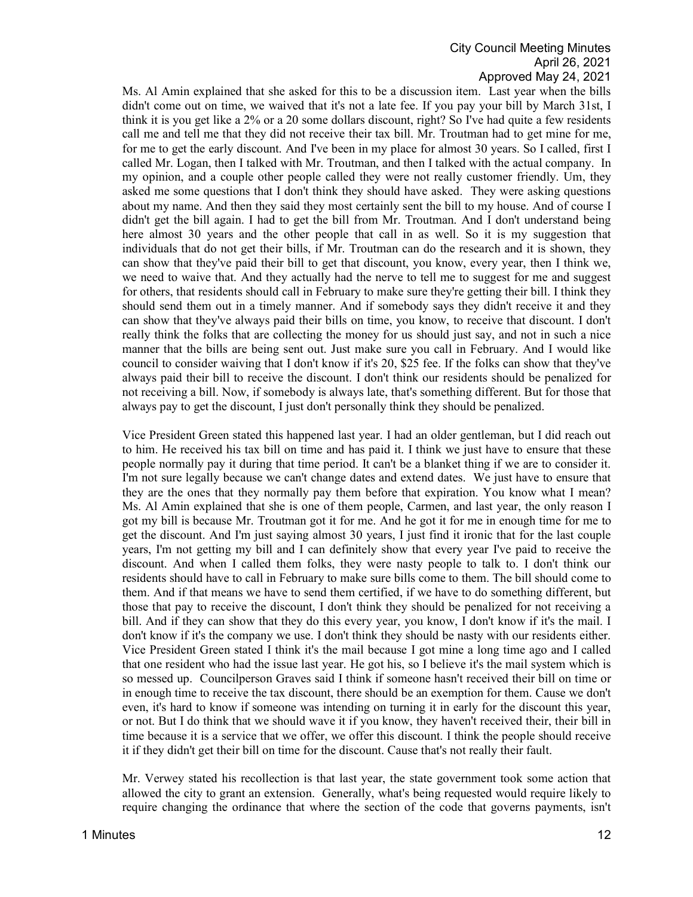Ms. Al Amin explained that she asked for this to be a discussion item. Last year when the bills didn't come out on time, we waived that it's not a late fee. If you pay your bill by March 31st, I think it is you get like a 2% or a 20 some dollars discount, right? So I've had quite a few residents call me and tell me that they did not receive their tax bill. Mr. Troutman had to get mine for me, for me to get the early discount. And I've been in my place for almost 30 years. So I called, first I called Mr. Logan, then I talked with Mr. Troutman, and then I talked with the actual company. In my opinion, and a couple other people called they were not really customer friendly. Um, they asked me some questions that I don't think they should have asked. They were asking questions about my name. And then they said they most certainly sent the bill to my house. And of course I didn't get the bill again. I had to get the bill from Mr. Troutman. And I don't understand being here almost 30 years and the other people that call in as well. So it is my suggestion that individuals that do not get their bills, if Mr. Troutman can do the research and it is shown, they can show that they've paid their bill to get that discount, you know, every year, then I think we, we need to waive that. And they actually had the nerve to tell me to suggest for me and suggest for others, that residents should call in February to make sure they're getting their bill. I think they should send them out in a timely manner. And if somebody says they didn't receive it and they can show that they've always paid their bills on time, you know, to receive that discount. I don't really think the folks that are collecting the money for us should just say, and not in such a nice manner that the bills are being sent out. Just make sure you call in February. And I would like council to consider waiving that I don't know if it's 20, $25 fee. If the folks can show that they've always paid their bill to receive the discount. I don't think our residents should be penalized for not receiving a bill. Now, if somebody is always late, that's something different. But for those that always pay to get the discount, I just don't personally think they should be penalized.

Vice President Green stated this happened last year. I had an older gentleman, but I did reach out to him. He received his tax bill on time and has paid it. I think we just have to ensure that these people normally pay it during that time period. It can't be a blanket thing if we are to consider it. I'm not sure legally because we can't change dates and extend dates. We just have to ensure that they are the ones that they normally pay them before that expiration. You know what I mean? Ms. Al Amin explained that she is one of them people, Carmen, and last year, the only reason I got my bill is because Mr. Troutman got it for me. And he got it for me in enough time for me to get the discount. And I'm just saying almost 30 years, I just find it ironic that for the last couple years, I'm not getting my bill and I can definitely show that every year I've paid to receive the discount. And when I called them folks, they were nasty people to talk to. I don't think our residents should have to call in February to make sure bills come to them. The bill should come to them. And if that means we have to send them certified, if we have to do something different, but those that pay to receive the discount, I don't think they should be penalized for not receiving a bill. And if they can show that they do this every year, you know, I don't know if it's the mail. I don't know if it's the company we use. I don't think they should be nasty with our residents either. Vice President Green stated I think it's the mail because I got mine a long time ago and I called that one resident who had the issue last year. He got his, so I believe it's the mail system which is so messed up. Councilperson Graves said I think if someone hasn't received their bill on time or in enough time to receive the tax discount, there should be an exemption for them. Cause we don't even, it's hard to know if someone was intending on turning it in early for the discount this year, or not. But I do think that we should wave it if you know, they haven't received their, their bill in time because it is a service that we offer, we offer this discount. I think the people should receive it if they didn't get their bill on time for the discount. Cause that's not really their fault.

Mr. Verwey stated his recollection is that last year, the state government took some action that allowed the city to grant an extension. Generally, what's being requested would require likely to require changing the ordinance that where the section of the code that governs payments, isn't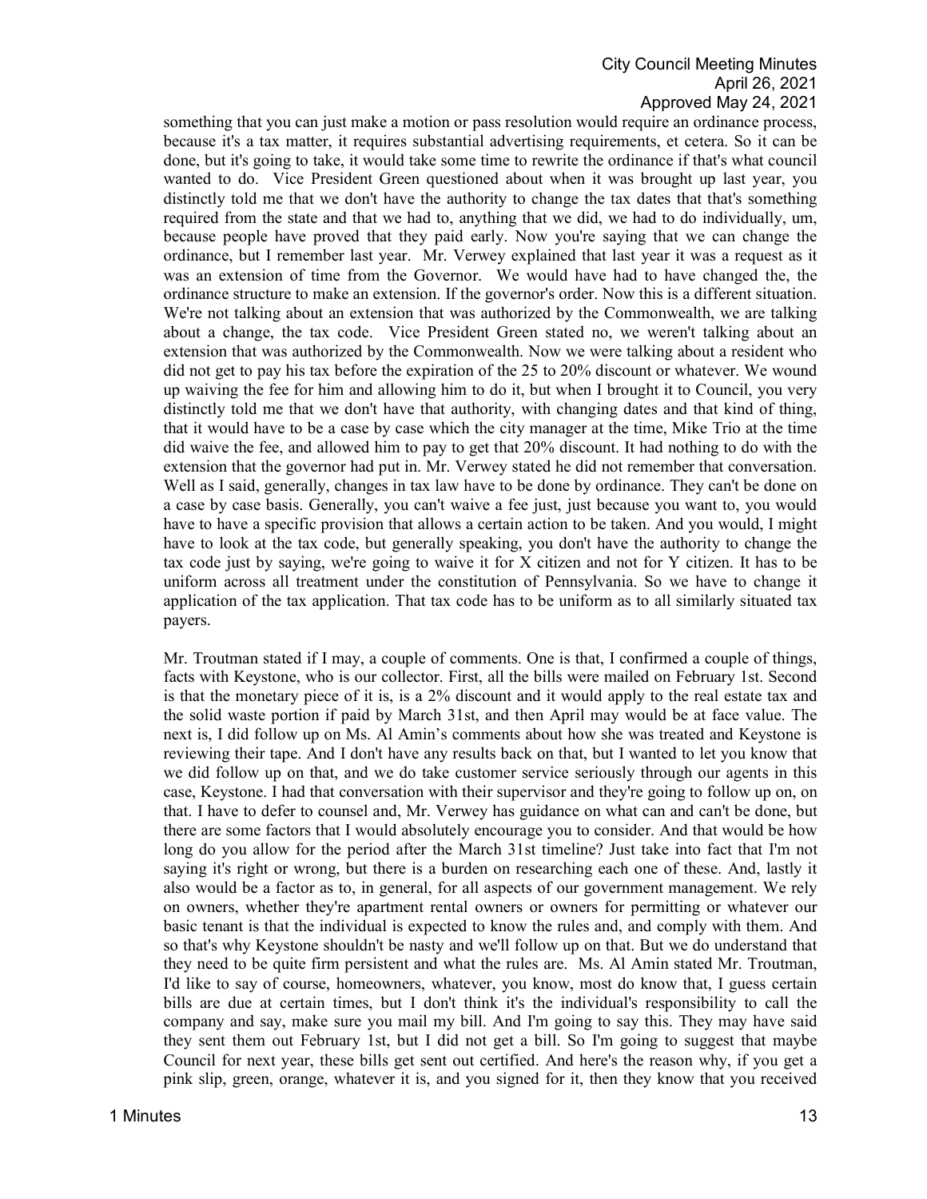something that you can just make a motion or pass resolution would require an ordinance process, because it's a tax matter, it requires substantial advertising requirements, et cetera. So it can be done, but it's going to take, it would take some time to rewrite the ordinance if that's what council wanted to do. Vice President Green questioned about when it was brought up last year, you distinctly told me that we don't have the authority to change the tax dates that that's something required from the state and that we had to, anything that we did, we had to do individually, um, because people have proved that they paid early. Now you're saying that we can change the ordinance, but I remember last year. Mr. Verwey explained that last year it was a request as it was an extension of time from the Governor. We would have had to have changed the, the ordinance structure to make an extension. If the governor's order. Now this is a different situation. We're not talking about an extension that was authorized by the Commonwealth, we are talking about a change, the tax code. Vice President Green stated no, we weren't talking about an extension that was authorized by the Commonwealth. Now we were talking about a resident who did not get to pay his tax before the expiration of the 25 to 20% discount or whatever. We wound up waiving the fee for him and allowing him to do it, but when I brought it to Council, you very distinctly told me that we don't have that authority, with changing dates and that kind of thing, that it would have to be a case by case which the city manager at the time, Mike Trio at the time did waive the fee, and allowed him to pay to get that 20% discount. It had nothing to do with the extension that the governor had put in. Mr. Verwey stated he did not remember that conversation. Well as I said, generally, changes in tax law have to be done by ordinance. They can't be done on a case by case basis. Generally, you can't waive a fee just, just because you want to, you would have to have a specific provision that allows a certain action to be taken. And you would, I might have to look at the tax code, but generally speaking, you don't have the authority to change the tax code just by saying, we're going to waive it for X citizen and not for Y citizen. It has to be uniform across all treatment under the constitution of Pennsylvania. So we have to change it application of the tax application. That tax code has to be uniform as to all similarly situated tax payers.

Mr. Troutman stated if I may, a couple of comments. One is that, I confirmed a couple of things, facts with Keystone, who is our collector. First, all the bills were mailed on February 1st. Second is that the monetary piece of it is, is a 2% discount and it would apply to the real estate tax and the solid waste portion if paid by March 31st, and then April may would be at face value. The next is, I did follow up on Ms. Al Amin's comments about how she was treated and Keystone is reviewing their tape. And I don't have any results back on that, but I wanted to let you know that we did follow up on that, and we do take customer service seriously through our agents in this case, Keystone. I had that conversation with their supervisor and they're going to follow up on, on that. I have to defer to counsel and, Mr. Verwey has guidance on what can and can't be done, but there are some factors that I would absolutely encourage you to consider. And that would be how long do you allow for the period after the March 31st timeline? Just take into fact that I'm not saying it's right or wrong, but there is a burden on researching each one of these. And, lastly it also would be a factor as to, in general, for all aspects of our government management. We rely on owners, whether they're apartment rental owners or owners for permitting or whatever our basic tenant is that the individual is expected to know the rules and, and comply with them. And so that's why Keystone shouldn't be nasty and we'll follow up on that. But we do understand that they need to be quite firm persistent and what the rules are. Ms. Al Amin stated Mr. Troutman, I'd like to say of course, homeowners, whatever, you know, most do know that, I guess certain bills are due at certain times, but I don't think it's the individual's responsibility to call the company and say, make sure you mail my bill. And I'm going to say this. They may have said they sent them out February 1st, but I did not get a bill. So I'm going to suggest that maybe Council for next year, these bills get sent out certified. And here's the reason why, if you get a pink slip, green, orange, whatever it is, and you signed for it, then they know that you received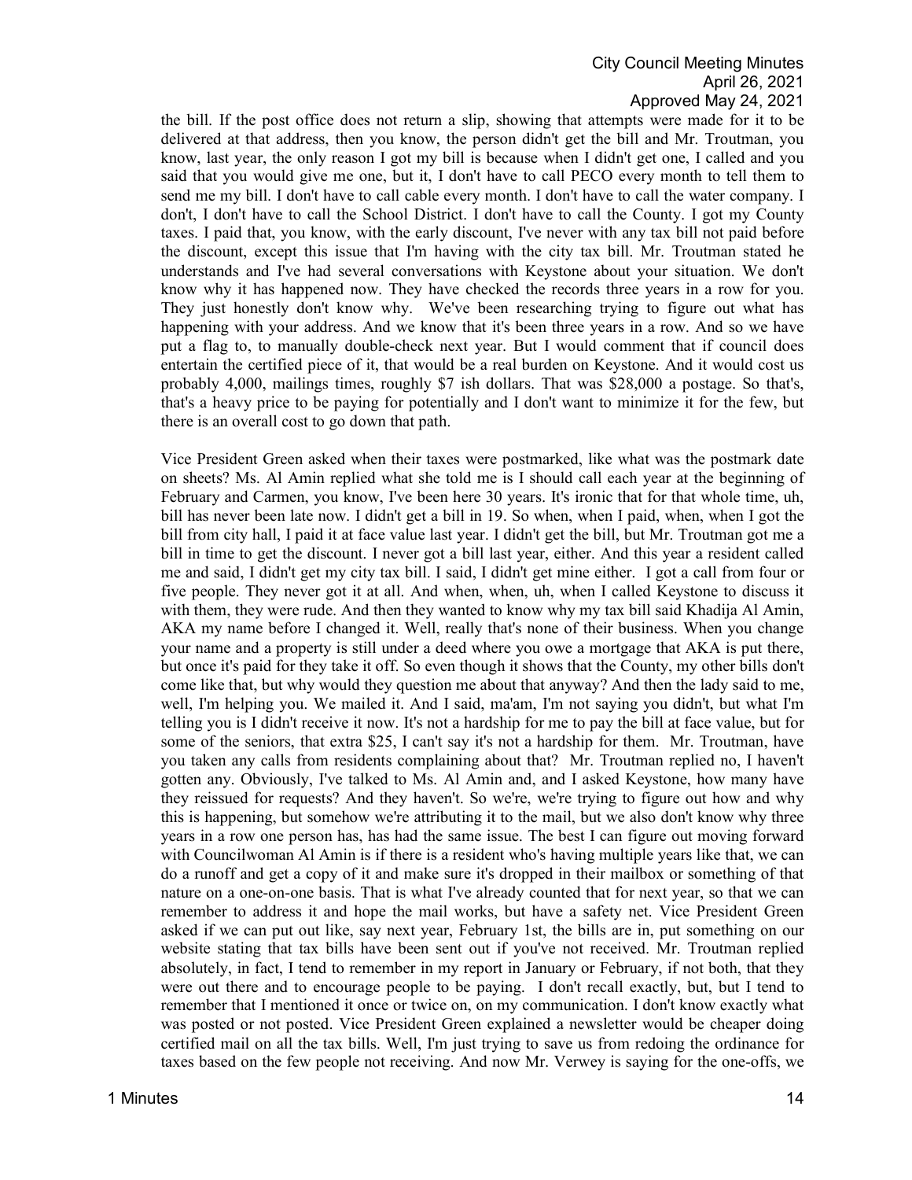the bill. If the post office does not return a slip, showing that attempts were made for it to be delivered at that address, then you know, the person didn't get the bill and Mr. Troutman, you know, last year, the only reason I got my bill is because when I didn't get one, I called and you said that you would give me one, but it, I don't have to call PECO every month to tell them to send me my bill. I don't have to call cable every month. I don't have to call the water company. I don't, I don't have to call the School District. I don't have to call the County. I got my County taxes. I paid that, you know, with the early discount, I've never with any tax bill not paid before the discount, except this issue that I'm having with the city tax bill. Mr. Troutman stated he understands and I've had several conversations with Keystone about your situation. We don't know why it has happened now. They have checked the records three years in a row for you. They just honestly don't know why. We've been researching trying to figure out what has happening with your address. And we know that it's been three years in a row. And so we have put a flag to, to manually double-check next year. But I would comment that if council does entertain the certified piece of it, that would be a real burden on Keystone. And it would cost us probably 4,000, mailings times, roughly $7 ish dollars. That was $28,000 a postage. So that's, that's a heavy price to be paying for potentially and I don't want to minimize it for the few, but there is an overall cost to go down that path.

Vice President Green asked when their taxes were postmarked, like what was the postmark date on sheets? Ms. Al Amin replied what she told me is I should call each year at the beginning of February and Carmen, you know, I've been here 30 years. It's ironic that for that whole time, uh, bill has never been late now. I didn't get a bill in 19. So when, when I paid, when, when I got the bill from city hall, I paid it at face value last year. I didn't get the bill, but Mr. Troutman got me a bill in time to get the discount. I never got a bill last year, either. And this year a resident called me and said, I didn't get my city tax bill. I said, I didn't get mine either. I got a call from four or five people. They never got it at all. And when, when, uh, when I called Keystone to discuss it with them, they were rude. And then they wanted to know why my tax bill said Khadija Al Amin, AKA my name before I changed it. Well, really that's none of their business. When you change your name and a property is still under a deed where you owe a mortgage that AKA is put there, but once it's paid for they take it off. So even though it shows that the County, my other bills don't come like that, but why would they question me about that anyway? And then the lady said to me, well, I'm helping you. We mailed it. And I said, ma'am, I'm not saying you didn't, but what I'm telling you is I didn't receive it now. It's not a hardship for me to pay the bill at face value, but for some of the seniors, that extra $25, I can't say it's not a hardship for them. Mr. Troutman, have you taken any calls from residents complaining about that? Mr. Troutman replied no, I haven't gotten any. Obviously, I've talked to Ms. Al Amin and, and I asked Keystone, how many have they reissued for requests? And they haven't. So we're, we're trying to figure out how and why this is happening, but somehow we're attributing it to the mail, but we also don't know why three years in a row one person has, has had the same issue. The best I can figure out moving forward with Councilwoman Al Amin is if there is a resident who's having multiple years like that, we can do a runoff and get a copy of it and make sure it's dropped in their mailbox or something of that nature on a one-on-one basis. That is what I've already counted that for next year, so that we can remember to address it and hope the mail works, but have a safety net. Vice President Green asked if we can put out like, say next year, February 1st, the bills are in, put something on our website stating that tax bills have been sent out if you've not received. Mr. Troutman replied absolutely, in fact, I tend to remember in my report in January or February, if not both, that they were out there and to encourage people to be paying. I don't recall exactly, but, but I tend to remember that I mentioned it once or twice on, on my communication. I don't know exactly what was posted or not posted. Vice President Green explained a newsletter would be cheaper doing certified mail on all the tax bills. Well, I'm just trying to save us from redoing the ordinance for taxes based on the few people not receiving. And now Mr. Verwey is saying for the one-offs, we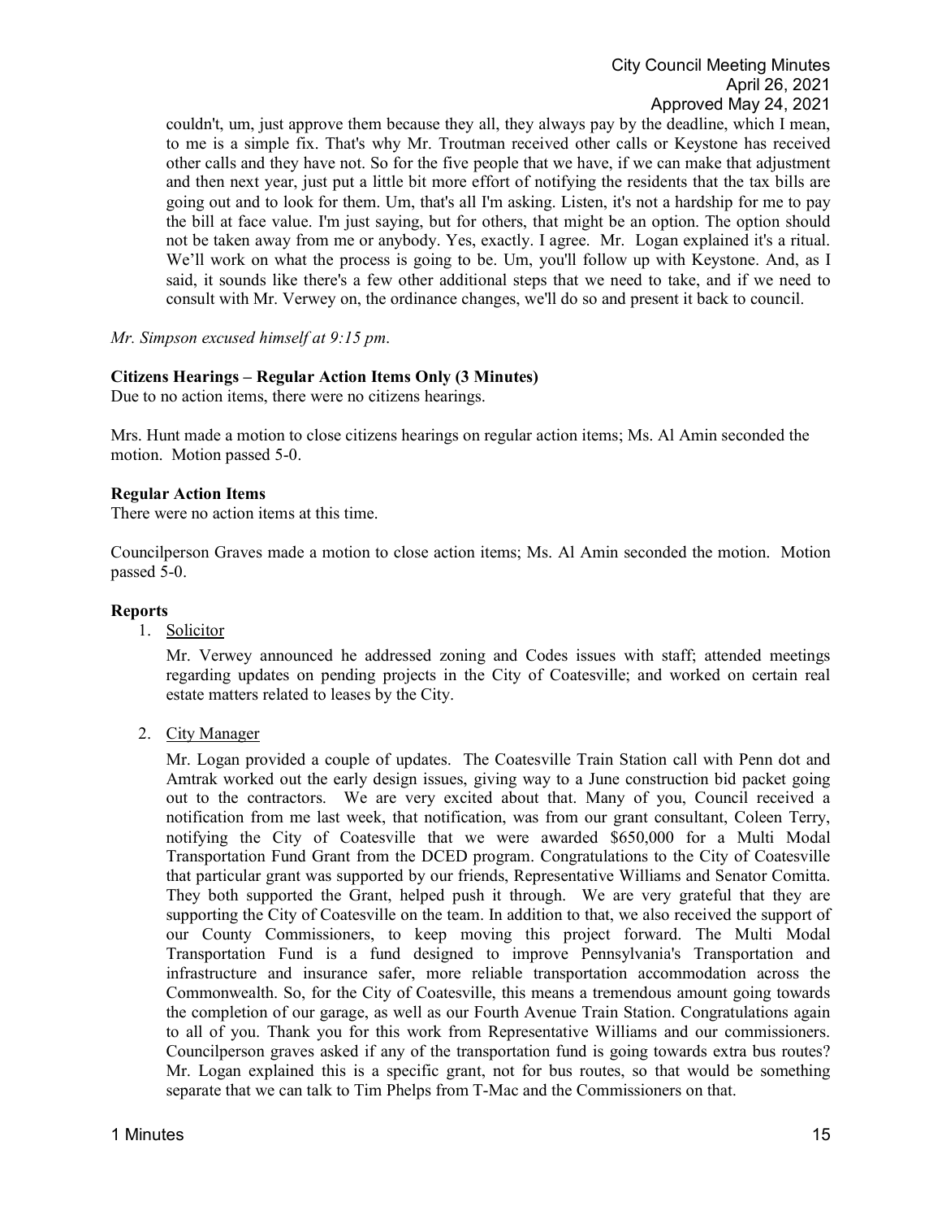couldn't, um, just approve them because they all, they always pay by the deadline, which I mean, to me is a simple fix. That's why Mr. Troutman received other calls or Keystone has received other calls and they have not. So for the five people that we have, if we can make that adjustment and then next year, just put a little bit more effort of notifying the residents that the tax bills are going out and to look for them. Um, that's all I'm asking. Listen, it's not a hardship for me to pay the bill at face value. I'm just saying, but for others, that might be an option. The option should not be taken away from me or anybody. Yes, exactly. I agree. Mr. Logan explained it's a ritual. We'll work on what the process is going to be. Um, you'll follow up with Keystone. And, as I said, it sounds like there's a few other additional steps that we need to take, and if we need to consult with Mr. Verwey on, the ordinance changes, we'll do so and present it back to council.

*Mr. Simpson excused himself at 9:15 pm.*

**Citizens Hearings – Regular Action Items Only (3 Minutes)**

Due to no action items, there were no citizens hearings.

Mrs. Hunt made a motion to close citizens hearings on regular action items; Ms. Al Amin seconded the motion. Motion passed 5-0.

**Regular Action Items**

There were no action items at this time.

Councilperson Graves made a motion to close action items; Ms. Al Amin seconded the motion. Motion passed 5-0.

**Reports**

1. Solicitor

   Mr. Verwey announced he addressed zoning and Codes issues with staff; attended meetings regarding updates on pending projects in the City of Coatesville; and worked on certain real estate matters related to leases by the City.

2. City Manager

   Mr. Logan provided a couple of updates. The Coatesville Train Station call with Penn dot and Amtrak worked out the early design issues, giving way to a June construction bid packet going out to the contractors. We are very excited about that. Many of you, Council received a notification from me last week, that notification, was from our grant consultant, Coleen Terry, notifying the City of Coatesville that we were awarded $650,000 for a Multi Modal Transportation Fund Grant from the DCED program. Congratulations to the City of Coatesville that particular grant was supported by our friends, Representative Williams and Senator Comitta. They both supported the Grant, helped push it through. We are very grateful that they are supporting the City of Coatesville on the team. In addition to that, we also received the support of our County Commissioners, to keep moving this project forward. The Multi Modal Transportation Fund is a fund designed to improve Pennsylvania's Transportation and infrastructure and insurance safer, more reliable transportation accommodation across the Commonwealth. So, for the City of Coatesville, this means a tremendous amount going towards the completion of our garage, as well as our Fourth Avenue Train Station. Congratulations again to all of you. Thank you for this work from Representative Williams and our commissioners. Councilperson graves asked if any of the transportation fund is going towards extra bus routes? Mr. Logan explained this is a specific grant, not for bus routes, so that would be something separate that we can talk to Tim Phelps from T-Mac and the Commissioners on that.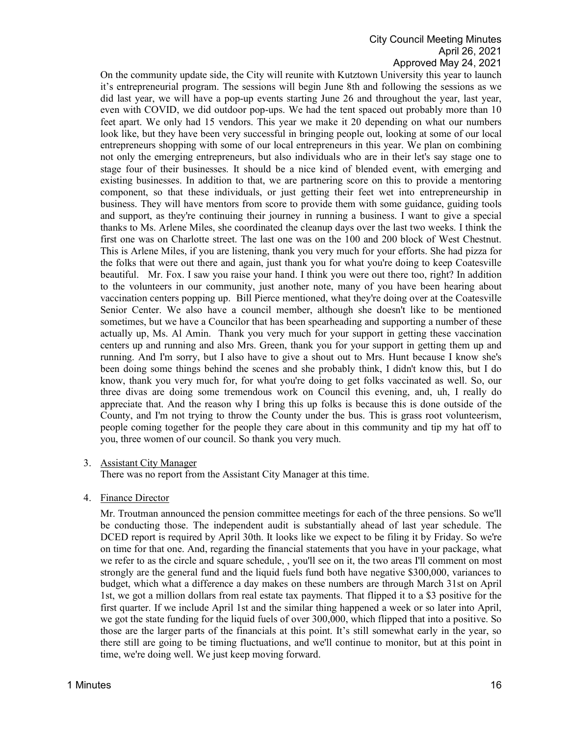On the community update side, the City will reunite with Kutztown University this year to launch it's entrepreneurial program. The sessions will begin June 8th and following the sessions as we did last year, we will have a pop-up events starting June 26 and throughout the year, last year, even with COVID, we did outdoor pop-ups. We had the tent spaced out probably more than 10 feet apart. We only had 15 vendors. This year we make it 20 depending on what our numbers look like, but they have been very successful in bringing people out, looking at some of our local entrepreneurs shopping with some of our local entrepreneurs in this year. We plan on combining not only the emerging entrepreneurs, but also individuals who are in their let's say stage one to stage four of their businesses. It should be a nice kind of blended event, with emerging and existing businesses. In addition to that, we are partnering score on this to provide a mentoring component, so that these individuals, or just getting their feet wet into entrepreneurship in business. They will have mentors from score to provide them with some guidance, guiding tools and support, as they're continuing their journey in running a business. I want to give a special thanks to Ms. Arlene Miles, she coordinated the cleanup days over the last two weeks. I think the first one was on Charlotte street. The last one was on the 100 and 200 block of West Chestnut. This is Arlene Miles, if you are listening, thank you very much for your efforts. She had pizza for the folks that were out there and again, just thank you for what you're doing to keep Coatesville beautiful. Mr. Fox. I saw you raise your hand. I think you were out there too, right? In addition to the volunteers in our community, just another note, many of you have been hearing about vaccination centers popping up. Bill Pierce mentioned, what they're doing over at the Coatesville Senior Center. We also have a council member, although she doesn't like to be mentioned sometimes, but we have a Councilor that has been spearheading and supporting a number of these actually up, Ms. Al Amin. Thank you very much for your support in getting these vaccination centers up and running and also Mrs. Green, thank you for your support in getting them up and running. And I'm sorry, but I also have to give a shout out to Mrs. Hunt because I know she's been doing some things behind the scenes and she probably think, I didn't know this, but I do know, thank you very much for, for what you're doing to get folks vaccinated as well. So, our three divas are doing some tremendous work on Council this evening, and, uh, I really do appreciate that. And the reason why I bring this up folks is because this is done outside of the County, and I'm not trying to throw the County under the bus. This is grass root volunteerism, people coming together for the people they care about in this community and tip my hat off to you, three women of our council. So thank you very much.

3. Assistant City Manager

   There was no report from the Assistant City Manager at this time.

4. Finance Director

   Mr. Troutman announced the pension committee meetings for each of the three pensions. So we'll be conducting those. The independent audit is substantially ahead of last year schedule. The DCED report is required by April 30th. It looks like we expect to be filing it by Friday. So we're on time for that one. And, regarding the financial statements that you have in your package, what we refer to as the circle and square schedule, , you'll see on it, the two areas I'll comment on most strongly are the general fund and the liquid fuels fund both have negative $300,000, variances to budget, which what a difference a day makes on these numbers are through March 31st on April 1st, we got a million dollars from real estate tax payments. That flipped it to a $3 positive for the first quarter. If we include April 1st and the similar thing happened a week or so later into April, we got the state funding for the liquid fuels of over 300,000, which flipped that into a positive. So those are the larger parts of the financials at this point. It's still somewhat early in the year, so there still are going to be timing fluctuations, and we'll continue to monitor, but at this point in time, we're doing well. We just keep moving forward.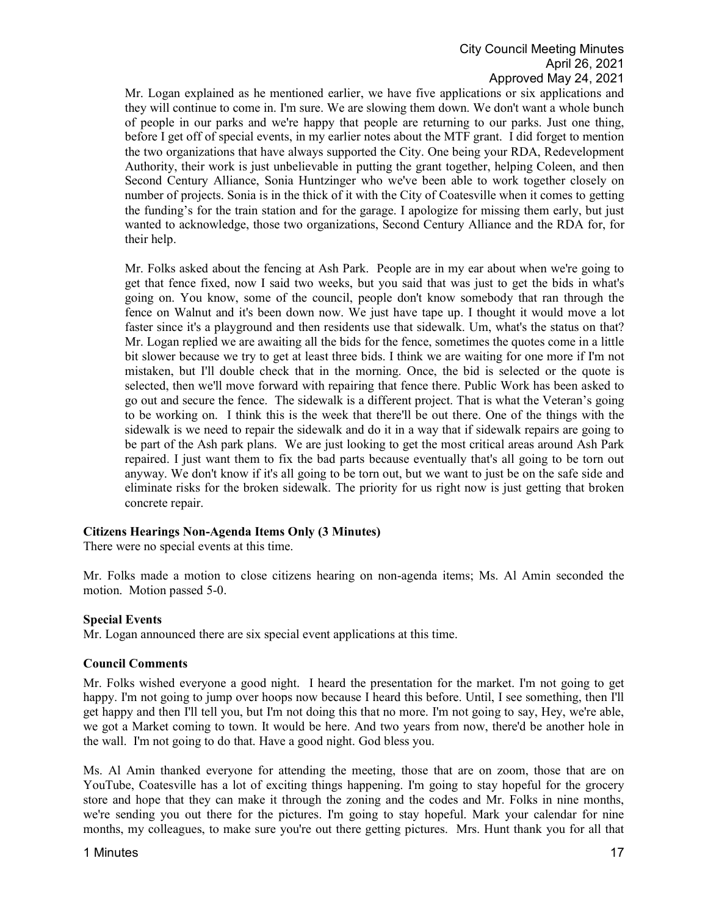Mr. Logan explained as he mentioned earlier, we have five applications or six applications and they will continue to come in. I'm sure. We are slowing them down. We don't want a whole bunch of people in our parks and we're happy that people are returning to our parks. Just one thing, before I get off of special events, in my earlier notes about the MTF grant. I did forget to mention the two organizations that have always supported the City. One being your RDA, Redevelopment Authority, their work is just unbelievable in putting the grant together, helping Coleen, and then Second Century Alliance, Sonia Huntzinger who we've been able to work together closely on number of projects. Sonia is in the thick of it with the City of Coatesville when it comes to getting the funding's for the train station and for the garage. I apologize for missing them early, but just wanted to acknowledge, those two organizations, Second Century Alliance and the RDA for, for their help.

Mr. Folks asked about the fencing at Ash Park. People are in my ear about when we're going to get that fence fixed, now I said two weeks, but you said that was just to get the bids in what's going on. You know, some of the council, people don't know somebody that ran through the fence on Walnut and it's been down now. We just have tape up. I thought it would move a lot faster since it's a playground and then residents use that sidewalk. Um, what's the status on that? Mr. Logan replied we are awaiting all the bids for the fence, sometimes the quotes come in a little bit slower because we try to get at least three bids. I think we are waiting for one more if I'm not mistaken, but I'll double check that in the morning. Once, the bid is selected or the quote is selected, then we'll move forward with repairing that fence there. Public Work has been asked to go out and secure the fence. The sidewalk is a different project. That is what the Veteran's going to be working on. I think this is the week that there'll be out there. One of the things with the sidewalk is we need to repair the sidewalk and do it in a way that if sidewalk repairs are going to be part of the Ash park plans. We are just looking to get the most critical areas around Ash Park repaired. I just want them to fix the bad parts because eventually that's all going to be torn out anyway. We don't know if it's all going to be torn out, but we want to just be on the safe side and eliminate risks for the broken sidewalk. The priority for us right now is just getting that broken concrete repair.

**Citizens Hearings Non-Agenda Items Only (3 Minutes)**

There were no special events at this time.

Mr. Folks made a motion to close citizens hearing on non-agenda items; Ms. Al Amin seconded the motion. Motion passed 5-0.

**Special Events**

Mr. Logan announced there are six special event applications at this time.

**Council Comments**

Mr. Folks wished everyone a good night. I heard the presentation for the market. I'm not going to get happy. I'm not going to jump over hoops now because I heard this before. Until, I see something, then I'll get happy and then I'll tell you, but I'm not doing this that no more. I'm not going to say, Hey, we're able, we got a Market coming to town. It would be here. And two years from now, there'd be another hole in the wall. I'm not going to do that. Have a good night. God bless you.

Ms. Al Amin thanked everyone for attending the meeting, those that are on zoom, those that are on YouTube, Coatesville has a lot of exciting things happening. I'm going to stay hopeful for the grocery store and hope that they can make it through the zoning and the codes and Mr. Folks in nine months, we're sending you out there for the pictures. I'm going to stay hopeful. Mark your calendar for nine months, my colleagues, to make sure you're out there getting pictures. Mrs. Hunt thank you for all that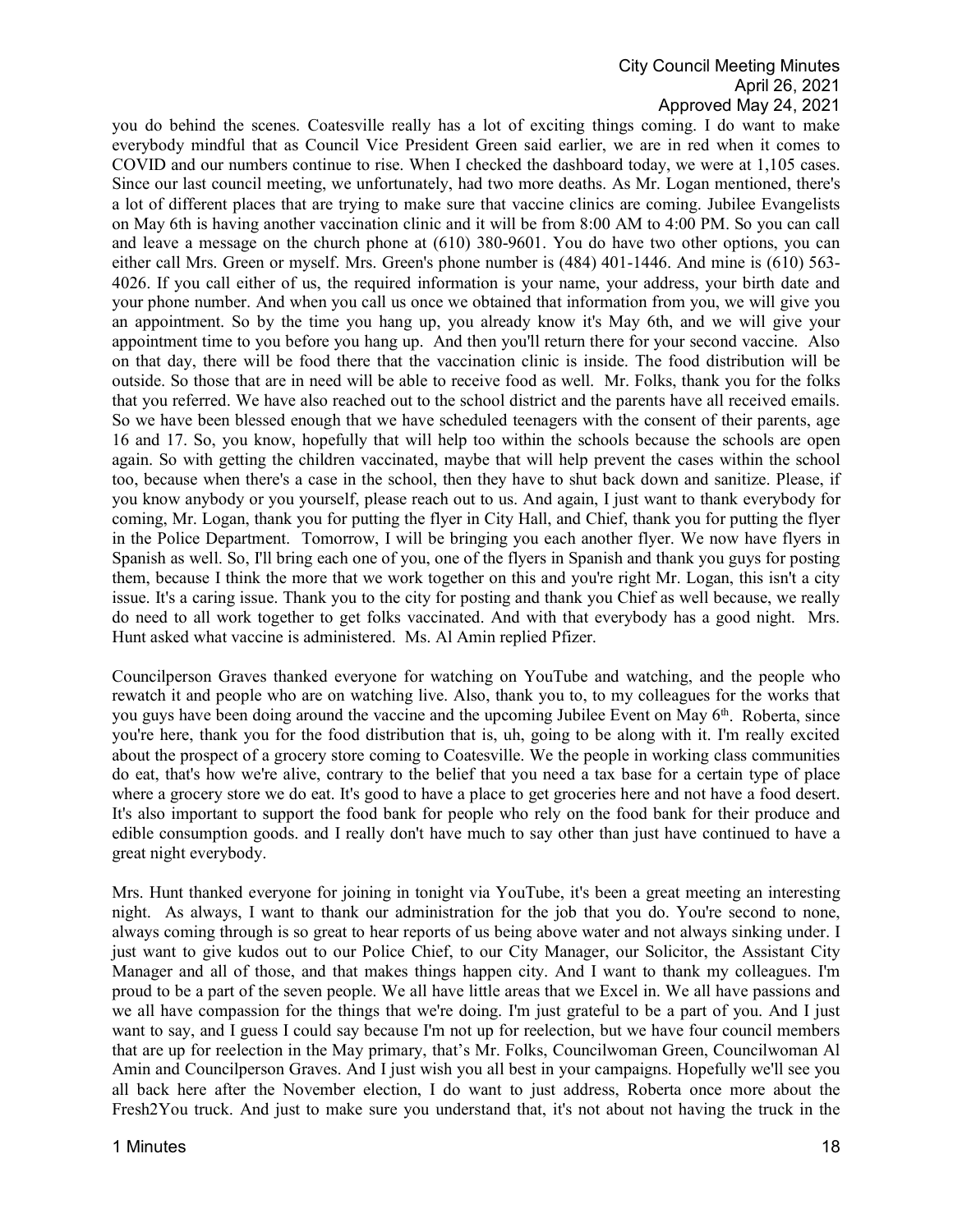you do behind the scenes. Coatesville really has a lot of exciting things coming. I do want to make everybody mindful that as Council Vice President Green said earlier, we are in red when it comes to COVID and our numbers continue to rise. When I checked the dashboard today, we were at 1,105 cases. Since our last council meeting, we unfortunately, had two more deaths. As Mr. Logan mentioned, there's a lot of different places that are trying to make sure that vaccine clinics are coming. Jubilee Evangelists on May 6th is having another vaccination clinic and it will be from 8:00 AM to 4:00 PM. So you can call and leave a message on the church phone at (610) 380-9601. You do have two other options, you can either call Mrs. Green or myself. Mrs. Green's phone number is (484) 401-1446. And mine is (610) 563-4026. If you call either of us, the required information is your name, your address, your birth date and your phone number. And when you call us once we obtained that information from you, we will give you an appointment. So by the time you hang up, you already know it's May 6th, and we will give your appointment time to you before you hang up. And then you'll return there for your second vaccine. Also on that day, there will be food there that the vaccination clinic is inside. The food distribution will be outside. So those that are in need will be able to receive food as well. Mr. Folks, thank you for the folks that you referred. We have also reached out to the school district and the parents have all received emails. So we have been blessed enough that we have scheduled teenagers with the consent of their parents, age 16 and 17. So, you know, hopefully that will help too within the schools because the schools are open again. So with getting the children vaccinated, maybe that will help prevent the cases within the school too, because when there's a case in the school, then they have to shut back down and sanitize. Please, if you know anybody or you yourself, please reach out to us. And again, I just want to thank everybody for coming, Mr. Logan, thank you for putting the flyer in City Hall, and Chief, thank you for putting the flyer in the Police Department. Tomorrow, I will be bringing you each another flyer. We now have flyers in Spanish as well. So, I'll bring each one of you, one of the flyers in Spanish and thank you guys for posting them, because I think the more that we work together on this and you're right Mr. Logan, this isn't a city issue. It's a caring issue. Thank you to the city for posting and thank you Chief as well because, we really do need to all work together to get folks vaccinated. And with that everybody has a good night. Mrs. Hunt asked what vaccine is administered. Ms. Al Amin replied Pfizer.

Councilperson Graves thanked everyone for watching on YouTube and watching, and the people who rewatch it and people who are on watching live. Also, thank you to, to my colleagues for the works that you guys have been doing around the vaccine and the upcoming Jubilee Event on May 6th. Roberta, since you're here, thank you for the food distribution that is, uh, going to be along with it. I'm really excited about the prospect of a grocery store coming to Coatesville. We the people in working class communities do eat, that's how we're alive, contrary to the belief that you need a tax base for a certain type of place where a grocery store we do eat. It's good to have a place to get groceries here and not have a food desert. It's also important to support the food bank for people who rely on the food bank for their produce and edible consumption goods. and I really don't have much to say other than just have continued to have a great night everybody.

Mrs. Hunt thanked everyone for joining in tonight via YouTube, it's been a great meeting an interesting night. As always, I want to thank our administration for the job that you do. You're second to none, always coming through is so great to hear reports of us being above water and not always sinking under. I just want to give kudos out to our Police Chief, to our City Manager, our Solicitor, the Assistant City Manager and all of those, and that makes things happen city. And I want to thank my colleagues. I'm proud to be a part of the seven people. We all have little areas that we Excel in. We all have passions and we all have compassion for the things that we're doing. I'm just grateful to be a part of you. And I just want to say, and I guess I could say because I'm not up for reelection, but we have four council members that are up for reelection in the May primary, that's Mr. Folks, Councilwoman Green, Councilwoman Al Amin and Councilperson Graves. And I just wish you all best in your campaigns. Hopefully we'll see you all back here after the November election, I do want to just address, Roberta once more about the Fresh2You truck. And just to make sure you understand that, it's not about not having the truck in the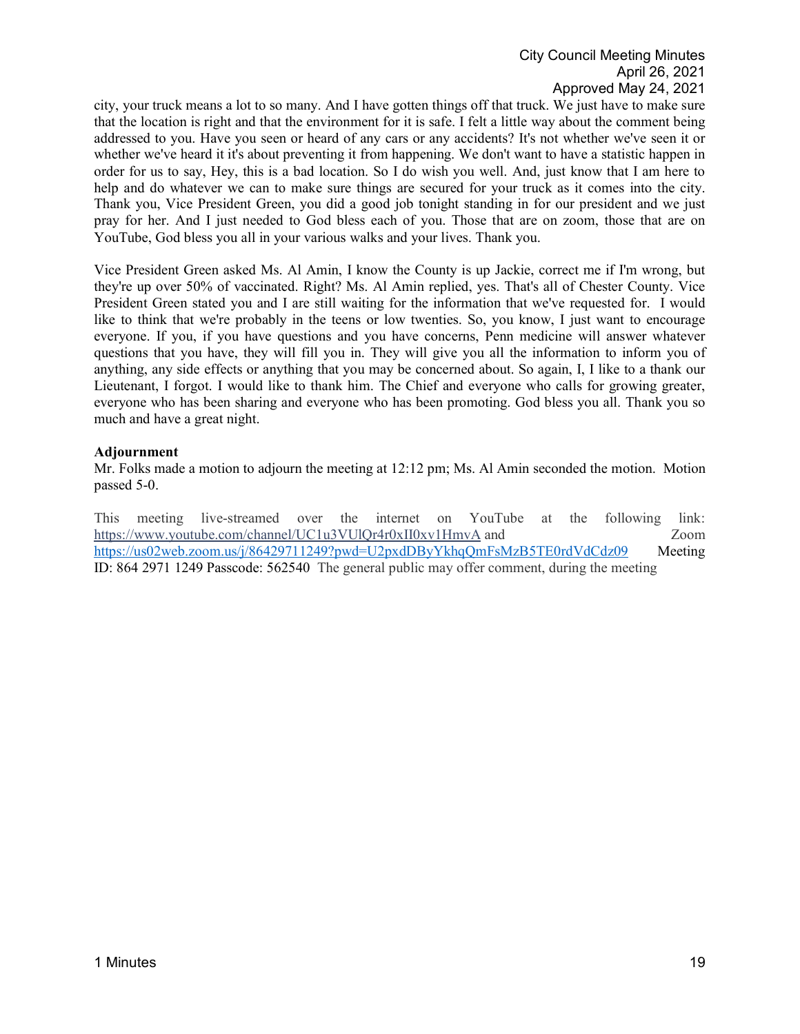city, your truck means a lot to so many. And I have gotten things off that truck. We just have to make sure that the location is right and that the environment for it is safe. I felt a little way about the comment being addressed to you. Have you seen or heard of any cars or any accidents? It's not whether we've seen it or whether we've heard it it's about preventing it from happening. We don't want to have a statistic happen in order for us to say, Hey, this is a bad location. So I do wish you well. And, just know that I am here to help and do whatever we can to make sure things are secured for your truck as it comes into the city. Thank you, Vice President Green, you did a good job tonight standing in for our president and we just pray for her. And I just needed to God bless each of you. Those that are on zoom, those that are on YouTube, God bless you all in your various walks and your lives. Thank you.

Vice President Green asked Ms. Al Amin, I know the County is up Jackie, correct me if I'm wrong, but they're up over 50% of vaccinated. Right? Ms. Al Amin replied, yes. That's all of Chester County. Vice President Green stated you and I are still waiting for the information that we've requested for. I would like to think that we're probably in the teens or low twenties. So, you know, I just want to encourage everyone. If you, if you have questions and you have concerns, Penn medicine will answer whatever questions that you have, they will fill you in. They will give you all the information to inform you of anything, any side effects or anything that you may be concerned about. So again, I, I like to a thank our Lieutenant, I forgot. I would like to thank him. The Chief and everyone who calls for growing greater, everyone who has been sharing and everyone who has been promoting. God bless you all. Thank you so much and have a great night.

**Adjournment**

Mr. Folks made a motion to adjourn the meeting at 12:12 pm; Ms. Al Amin seconded the motion. Motion passed 5-0.

This meeting live-streamed over the internet on YouTube at the following link: https://www.youtube.com/channel/UC1u3VUlQr4r0xII0xv1HmvA and Zoom https://us02web.zoom.us/j/86429711249?pwd=U2pxdDByYkhqQmFsMzB5TE0rdVdCdz09 Meeting ID: 864 2971 1249 Passcode: 562540 The general public may offer comment, during the meeting